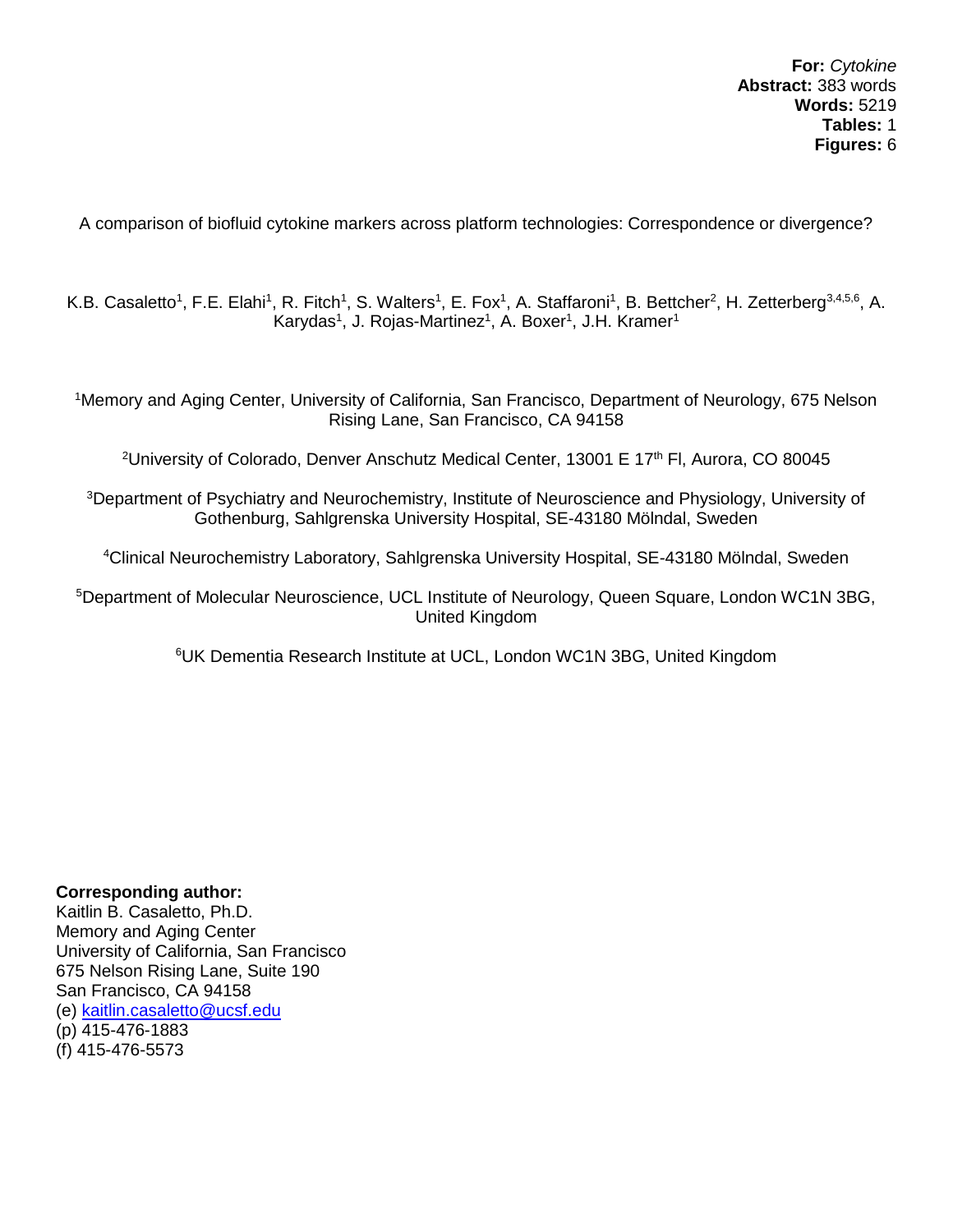**For:** *Cytokine*
**Abstract:** 383 words
**Words:** 5219
**Tables:** 1
**Figures:** 6

# A comparison of biofluid cytokine markers across platform technologies: Correspondence or divergence?

K.B. Casaletto[1], F.E. Elahi[1], R. Fitch[1], S. Walters[1], E. Fox[1], A. Staffaroni[1], B. Bettcher[2], H. Zetterberg[3,4,5,6], A. Karydas[1], J. Rojas-Martinez[1], A. Boxer[1], J.H. Kramer[1]

[1]Memory and Aging Center, University of California, San Francisco, Department of Neurology, 675 Nelson Rising Lane, San Francisco, CA 94158

[2]University of Colorado, Denver Anschutz Medical Center, 13001 E 17th Fl, Aurora, CO 80045

[3]Department of Psychiatry and Neurochemistry, Institute of Neuroscience and Physiology, University of Gothenburg, Sahlgrenska University Hospital, SE-43180 Mölndal, Sweden

[4]Clinical Neurochemistry Laboratory, Sahlgrenska University Hospital, SE-43180 Mölndal, Sweden

[5]Department of Molecular Neuroscience, UCL Institute of Neurology, Queen Square, London WC1N 3BG, United Kingdom

[6]UK Dementia Research Institute at UCL, London WC1N 3BG, United Kingdom

**Corresponding author:**
Kaitlin B. Casaletto, Ph.D.
Memory and Aging Center
University of California, San Francisco
675 Nelson Rising Lane, Suite 190
San Francisco, CA 94158
(e) kaitlin.casaletto@ucsf.edu
(p) 415-476-1883
(f) 415-476-5573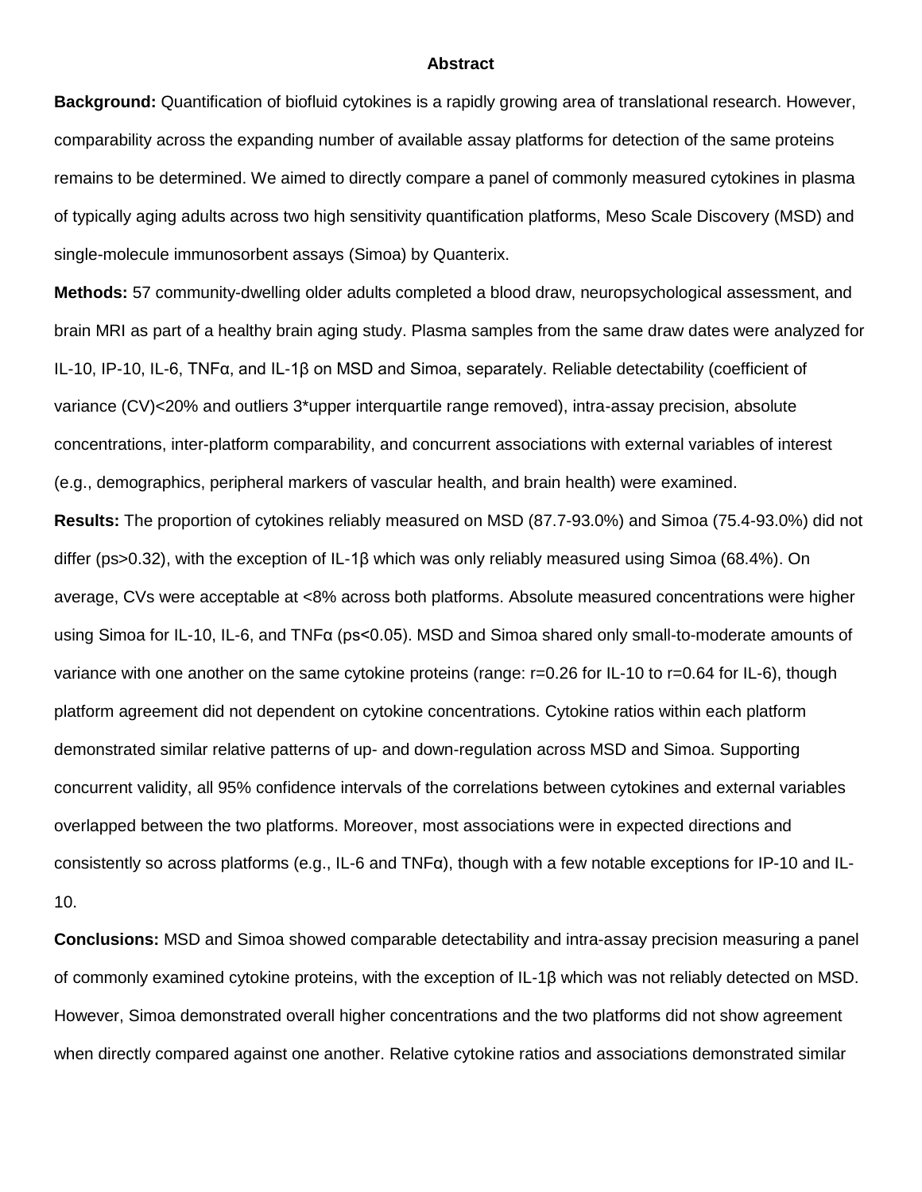## Abstract

**Background:** Quantification of biofluid cytokines is a rapidly growing area of translational research. However, comparability across the expanding number of available assay platforms for detection of the same proteins remains to be determined. We aimed to directly compare a panel of commonly measured cytokines in plasma of typically aging adults across two high sensitivity quantification platforms, Meso Scale Discovery (MSD) and single-molecule immunosorbent assays (Simoa) by Quanterix.

**Methods:** 57 community-dwelling older adults completed a blood draw, neuropsychological assessment, and brain MRI as part of a healthy brain aging study. Plasma samples from the same draw dates were analyzed for IL-10, IP-10, IL-6, TNFα, and IL-1β on MSD and Simoa, separately. Reliable detectability (coefficient of variance (CV)<20% and outliers 3*upper interquartile range removed), intra-assay precision, absolute concentrations, inter-platform comparability, and concurrent associations with external variables of interest (e.g., demographics, peripheral markers of vascular health, and brain health) were examined.

**Results:** The proportion of cytokines reliably measured on MSD (87.7-93.0%) and Simoa (75.4-93.0%) did not differ (ps>0.32), with the exception of IL-1β which was only reliably measured using Simoa (68.4%). On average, CVs were acceptable at <8% across both platforms. Absolute measured concentrations were higher using Simoa for IL-10, IL-6, and TNFα (ps<0.05). MSD and Simoa shared only small-to-moderate amounts of variance with one another on the same cytokine proteins (range: r=0.26 for IL-10 to r=0.64 for IL-6), though platform agreement did not dependent on cytokine concentrations. Cytokine ratios within each platform demonstrated similar relative patterns of up- and down-regulation across MSD and Simoa. Supporting concurrent validity, all 95% confidence intervals of the correlations between cytokines and external variables overlapped between the two platforms. Moreover, most associations were in expected directions and consistently so across platforms (e.g., IL-6 and TNFα), though with a few notable exceptions for IP-10 and IL-10.

**Conclusions:** MSD and Simoa showed comparable detectability and intra-assay precision measuring a panel of commonly examined cytokine proteins, with the exception of IL-1β which was not reliably detected on MSD. However, Simoa demonstrated overall higher concentrations and the two platforms did not show agreement when directly compared against one another. Relative cytokine ratios and associations demonstrated similar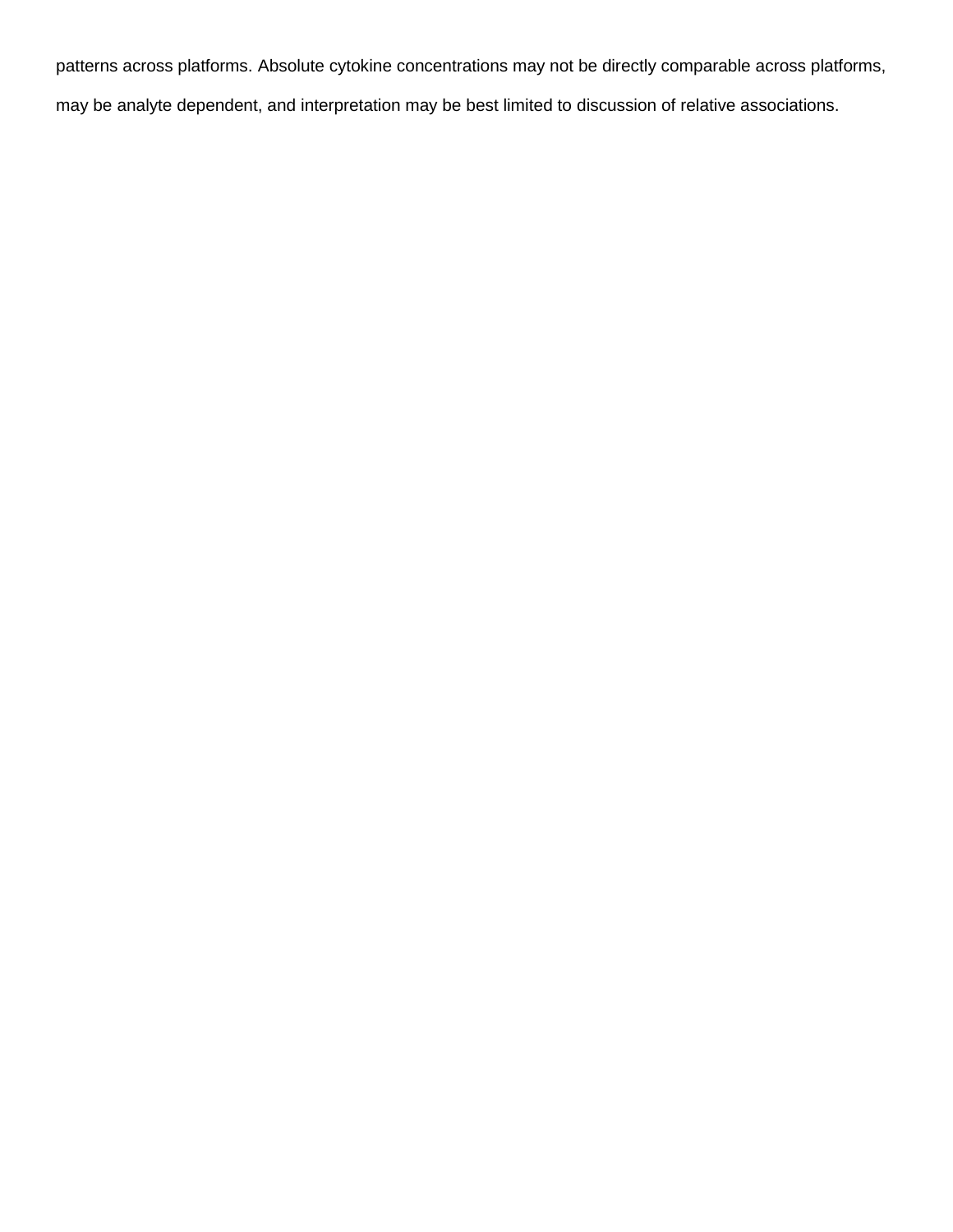patterns across platforms. Absolute cytokine concentrations may not be directly comparable across platforms, may be analyte dependent, and interpretation may be best limited to discussion of relative associations.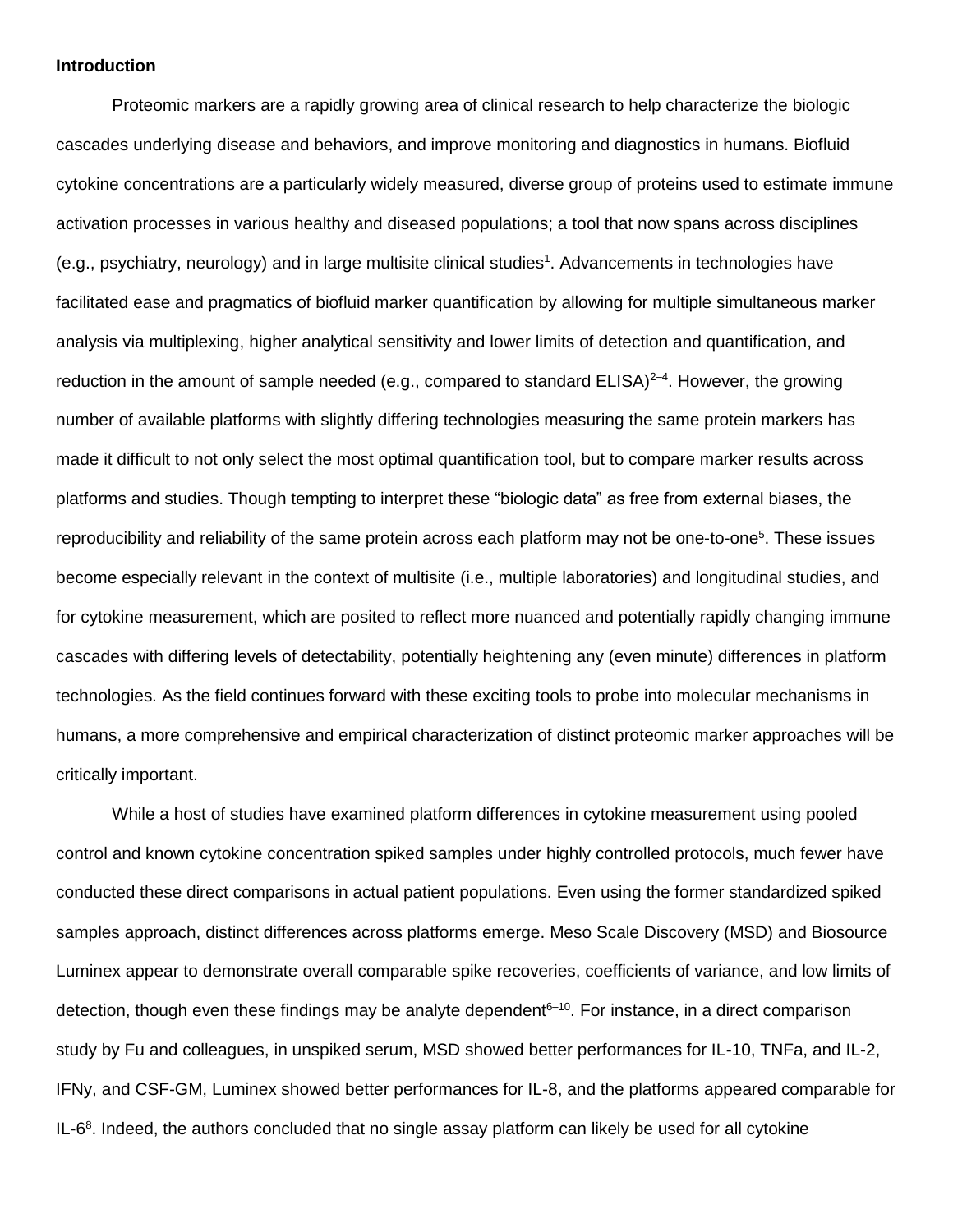**Introduction**

Proteomic markers are a rapidly growing area of clinical research to help characterize the biologic cascades underlying disease and behaviors, and improve monitoring and diagnostics in humans. Biofluid cytokine concentrations are a particularly widely measured, diverse group of proteins used to estimate immune activation processes in various healthy and diseased populations; a tool that now spans across disciplines (e.g., psychiatry, neurology) and in large multisite clinical studies[1]. Advancements in technologies have facilitated ease and pragmatics of biofluid marker quantification by allowing for multiple simultaneous marker analysis via multiplexing, higher analytical sensitivity and lower limits of detection and quantification, and reduction in the amount of sample needed (e.g., compared to standard ELISA)[2–4]. However, the growing number of available platforms with slightly differing technologies measuring the same protein markers has made it difficult to not only select the most optimal quantification tool, but to compare marker results across platforms and studies. Though tempting to interpret these "biologic data" as free from external biases, the reproducibility and reliability of the same protein across each platform may not be one-to-one[5]. These issues become especially relevant in the context of multisite (i.e., multiple laboratories) and longitudinal studies, and for cytokine measurement, which are posited to reflect more nuanced and potentially rapidly changing immune cascades with differing levels of detectability, potentially heightening any (even minute) differences in platform technologies. As the field continues forward with these exciting tools to probe into molecular mechanisms in humans, a more comprehensive and empirical characterization of distinct proteomic marker approaches will be critically important.

While a host of studies have examined platform differences in cytokine measurement using pooled control and known cytokine concentration spiked samples under highly controlled protocols, much fewer have conducted these direct comparisons in actual patient populations. Even using the former standardized spiked samples approach, distinct differences across platforms emerge. Meso Scale Discovery (MSD) and Biosource Luminex appear to demonstrate overall comparable spike recoveries, coefficients of variance, and low limits of detection, though even these findings may be analyte dependent[6–10]. For instance, in a direct comparison study by Fu and colleagues, in unspiked serum, MSD showed better performances for IL-10, TNFa, and IL-2, IFNy, and CSF-GM, Luminex showed better performances for IL-8, and the platforms appeared comparable for IL-6[8]. Indeed, the authors concluded that no single assay platform can likely be used for all cytokine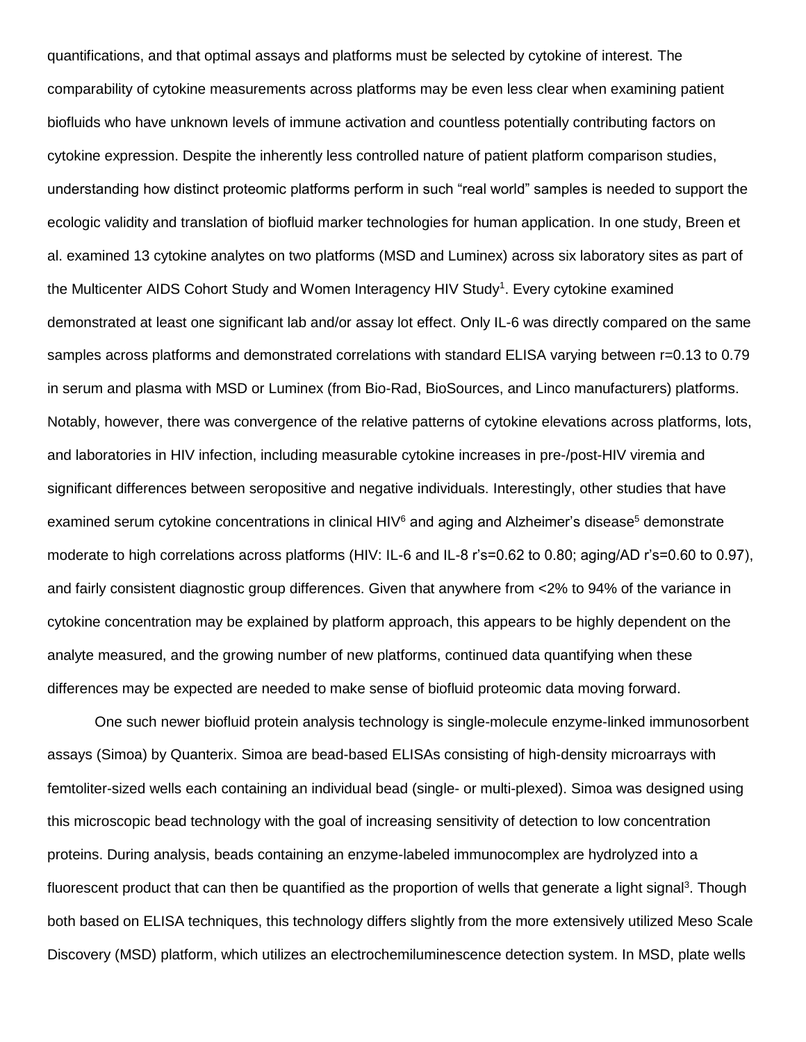quantifications, and that optimal assays and platforms must be selected by cytokine of interest. The comparability of cytokine measurements across platforms may be even less clear when examining patient biofluids who have unknown levels of immune activation and countless potentially contributing factors on cytokine expression. Despite the inherently less controlled nature of patient platform comparison studies, understanding how distinct proteomic platforms perform in such "real world" samples is needed to support the ecologic validity and translation of biofluid marker technologies for human application. In one study, Breen et al. examined 13 cytokine analytes on two platforms (MSD and Luminex) across six laboratory sites as part of the Multicenter AIDS Cohort Study and Women Interagency HIV Study[1]. Every cytokine examined demonstrated at least one significant lab and/or assay lot effect. Only IL-6 was directly compared on the same samples across platforms and demonstrated correlations with standard ELISA varying between r=0.13 to 0.79 in serum and plasma with MSD or Luminex (from Bio-Rad, BioSources, and Linco manufacturers) platforms. Notably, however, there was convergence of the relative patterns of cytokine elevations across platforms, lots, and laboratories in HIV infection, including measurable cytokine increases in pre-/post-HIV viremia and significant differences between seropositive and negative individuals. Interestingly, other studies that have examined serum cytokine concentrations in clinical HIV[6] and aging and Alzheimer's disease[5] demonstrate moderate to high correlations across platforms (HIV: IL-6 and IL-8 r's=0.62 to 0.80; aging/AD r's=0.60 to 0.97), and fairly consistent diagnostic group differences. Given that anywhere from <2% to 94% of the variance in cytokine concentration may be explained by platform approach, this appears to be highly dependent on the analyte measured, and the growing number of new platforms, continued data quantifying when these differences may be expected are needed to make sense of biofluid proteomic data moving forward.

One such newer biofluid protein analysis technology is single-molecule enzyme-linked immunosorbent assays (Simoa) by Quanterix. Simoa are bead-based ELISAs consisting of high-density microarrays with femtoliter-sized wells each containing an individual bead (single- or multi-plexed). Simoa was designed using this microscopic bead technology with the goal of increasing sensitivity of detection to low concentration proteins. During analysis, beads containing an enzyme-labeled immunocomplex are hydrolyzed into a fluorescent product that can then be quantified as the proportion of wells that generate a light signal[3]. Though both based on ELISA techniques, this technology differs slightly from the more extensively utilized Meso Scale Discovery (MSD) platform, which utilizes an electrochemiluminescence detection system. In MSD, plate wells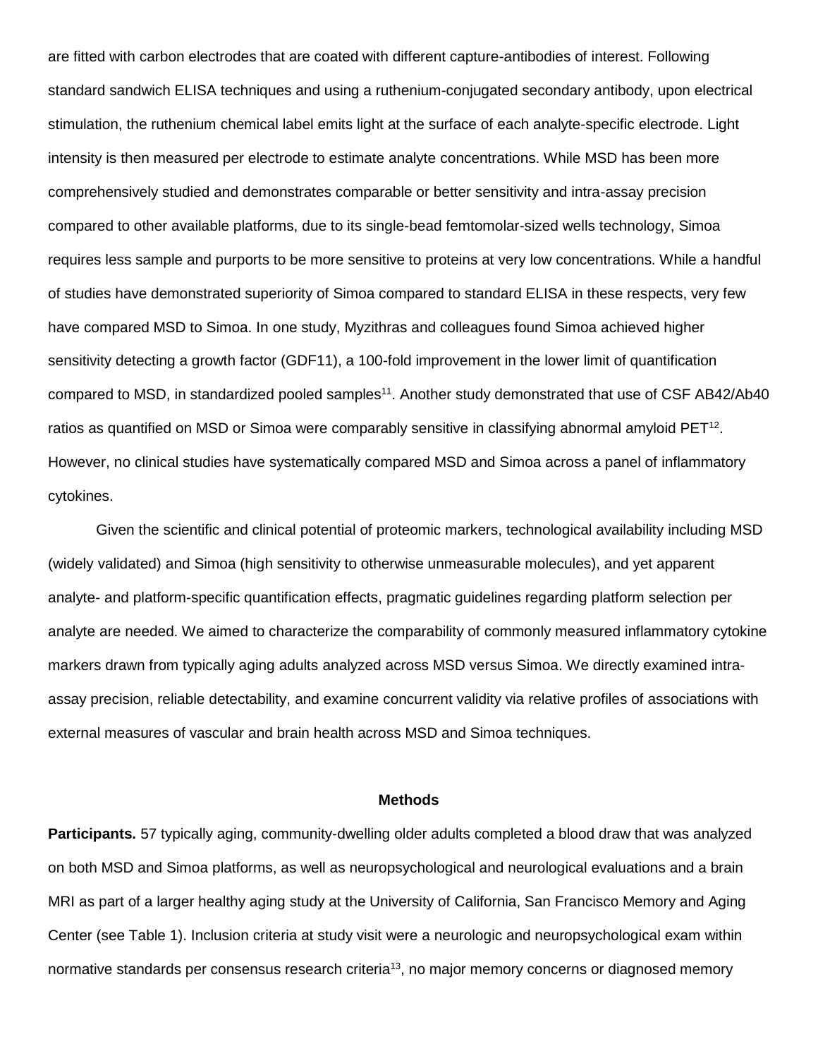are fitted with carbon electrodes that are coated with different capture-antibodies of interest. Following standard sandwich ELISA techniques and using a ruthenium-conjugated secondary antibody, upon electrical stimulation, the ruthenium chemical label emits light at the surface of each analyte-specific electrode. Light intensity is then measured per electrode to estimate analyte concentrations. While MSD has been more comprehensively studied and demonstrates comparable or better sensitivity and intra-assay precision compared to other available platforms, due to its single-bead femtomolar-sized wells technology, Simoa requires less sample and purports to be more sensitive to proteins at very low concentrations. While a handful of studies have demonstrated superiority of Simoa compared to standard ELISA in these respects, very few have compared MSD to Simoa. In one study, Myzithras and colleagues found Simoa achieved higher sensitivity detecting a growth factor (GDF11), a 100-fold improvement in the lower limit of quantification compared to MSD, in standardized pooled samples[11]. Another study demonstrated that use of CSF AB42/Ab40 ratios as quantified on MSD or Simoa were comparably sensitive in classifying abnormal amyloid PET[12]. However, no clinical studies have systematically compared MSD and Simoa across a panel of inflammatory cytokines.

Given the scientific and clinical potential of proteomic markers, technological availability including MSD (widely validated) and Simoa (high sensitivity to otherwise unmeasurable molecules), and yet apparent analyte- and platform-specific quantification effects, pragmatic guidelines regarding platform selection per analyte are needed. We aimed to characterize the comparability of commonly measured inflammatory cytokine markers drawn from typically aging adults analyzed across MSD versus Simoa. We directly examined intra-assay precision, reliable detectability, and examine concurrent validity via relative profiles of associations with external measures of vascular and brain health across MSD and Simoa techniques.

## Methods

**Participants.** 57 typically aging, community-dwelling older adults completed a blood draw that was analyzed on both MSD and Simoa platforms, as well as neuropsychological and neurological evaluations and a brain MRI as part of a larger healthy aging study at the University of California, San Francisco Memory and Aging Center (see Table 1). Inclusion criteria at study visit were a neurologic and neuropsychological exam within normative standards per consensus research criteria[13], no major memory concerns or diagnosed memory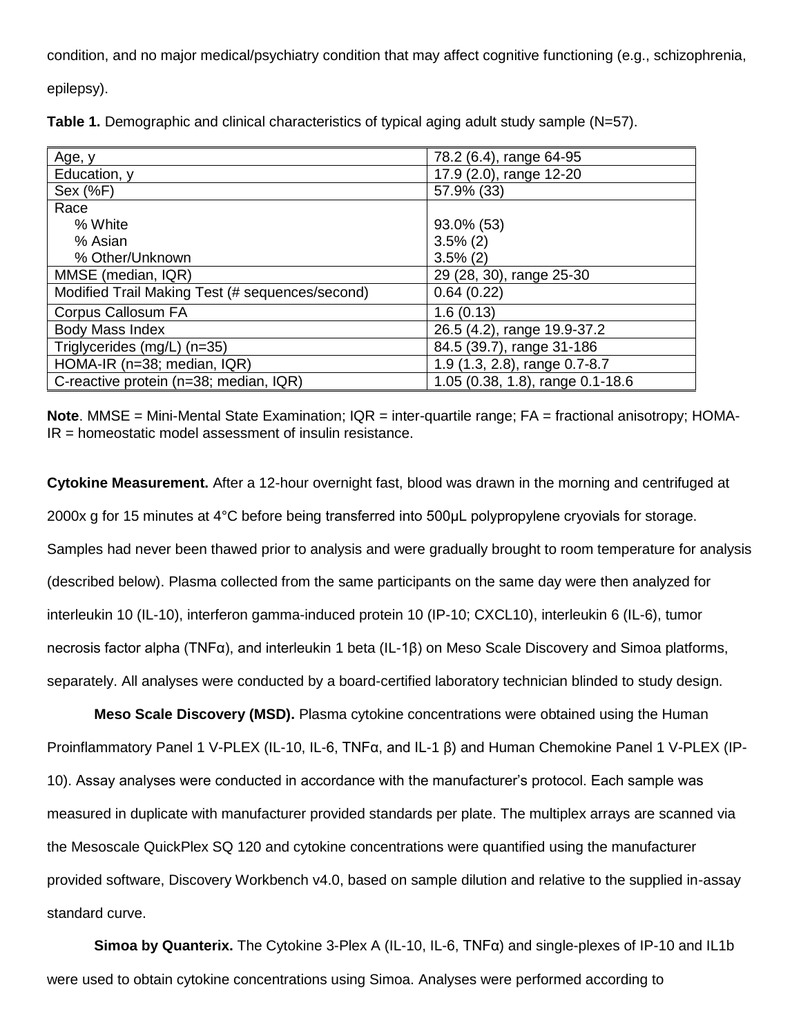condition, and no major medical/psychiatry condition that may affect cognitive functioning (e.g., schizophrenia, epilepsy).

**Table 1.** Demographic and clinical characteristics of typical aging adult study sample (N=57).

| | |
|---|---|
| Age, y | 78.2 (6.4), range 64-95 |
| Education, y | 17.9 (2.0), range 12-20 |
| Sex (%F) | 57.9% (33) |
| Race | |
| % White | 93.0% (53) |
| % Asian | 3.5% (2) |
| % Other/Unknown | 3.5% (2) |
| MMSE (median, IQR) | 29 (28, 30), range 25-30 |
| Modified Trail Making Test (# sequences/second) | 0.64 (0.22) |
| Corpus Callosum FA | 1.6 (0.13) |
| Body Mass Index | 26.5 (4.2), range 19.9-37.2 |
| Triglycerides (mg/L) (n=35) | 84.5 (39.7), range 31-186 |
| HOMA-IR (n=38; median, IQR) | 1.9 (1.3, 2.8), range 0.7-8.7 |
| C-reactive protein (n=38; median, IQR) | 1.05 (0.38, 1.8), range 0.1-18.6 |

**Note**. MMSE = Mini-Mental State Examination; IQR = inter-quartile range; FA = fractional anisotropy; HOMA-IR = homeostatic model assessment of insulin resistance.

**Cytokine Measurement.** After a 12-hour overnight fast, blood was drawn in the morning and centrifuged at 2000x g for 15 minutes at 4°C before being transferred into 500μL polypropylene cryovials for storage. Samples had never been thawed prior to analysis and were gradually brought to room temperature for analysis (described below). Plasma collected from the same participants on the same day were then analyzed for interleukin 10 (IL-10), interferon gamma-induced protein 10 (IP-10; CXCL10), interleukin 6 (IL-6), tumor necrosis factor alpha (TNFα), and interleukin 1 beta (IL-1β) on Meso Scale Discovery and Simoa platforms, separately. All analyses were conducted by a board-certified laboratory technician blinded to study design.

**Meso Scale Discovery (MSD).** Plasma cytokine concentrations were obtained using the Human Proinflammatory Panel 1 V-PLEX (IL-10, IL-6, TNFα, and IL-1 β) and Human Chemokine Panel 1 V-PLEX (IP-10). Assay analyses were conducted in accordance with the manufacturer's protocol. Each sample was measured in duplicate with manufacturer provided standards per plate. The multiplex arrays are scanned via the Mesoscale QuickPlex SQ 120 and cytokine concentrations were quantified using the manufacturer provided software, Discovery Workbench v4.0, based on sample dilution and relative to the supplied in-assay standard curve.

**Simoa by Quanterix.** The Cytokine 3-Plex A (IL-10, IL-6, TNFα) and single-plexes of IP-10 and IL1b were used to obtain cytokine concentrations using Simoa. Analyses were performed according to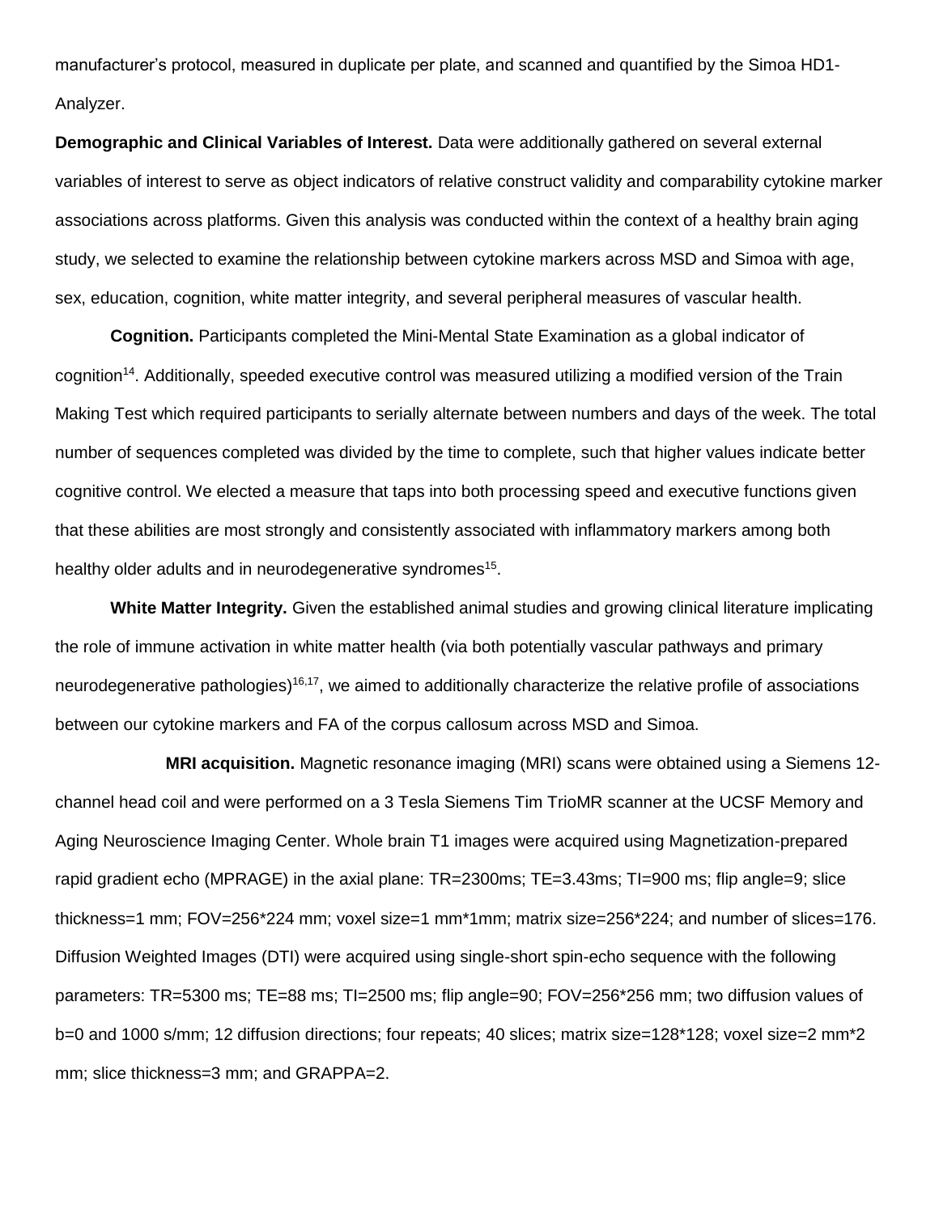manufacturer's protocol, measured in duplicate per plate, and scanned and quantified by the Simoa HD1-Analyzer.

**Demographic and Clinical Variables of Interest.** Data were additionally gathered on several external variables of interest to serve as object indicators of relative construct validity and comparability cytokine marker associations across platforms. Given this analysis was conducted within the context of a healthy brain aging study, we selected to examine the relationship between cytokine markers across MSD and Simoa with age, sex, education, cognition, white matter integrity, and several peripheral measures of vascular health.

**Cognition.** Participants completed the Mini-Mental State Examination as a global indicator of cognition[14]. Additionally, speeded executive control was measured utilizing a modified version of the Train Making Test which required participants to serially alternate between numbers and days of the week. The total number of sequences completed was divided by the time to complete, such that higher values indicate better cognitive control. We elected a measure that taps into both processing speed and executive functions given that these abilities are most strongly and consistently associated with inflammatory markers among both healthy older adults and in neurodegenerative syndromes[15].

**White Matter Integrity.** Given the established animal studies and growing clinical literature implicating the role of immune activation in white matter health (via both potentially vascular pathways and primary neurodegenerative pathologies)[16,17], we aimed to additionally characterize the relative profile of associations between our cytokine markers and FA of the corpus callosum across MSD and Simoa.

**MRI acquisition.** Magnetic resonance imaging (MRI) scans were obtained using a Siemens 12-channel head coil and were performed on a 3 Tesla Siemens Tim TrioMR scanner at the UCSF Memory and Aging Neuroscience Imaging Center. Whole brain T1 images were acquired using Magnetization-prepared rapid gradient echo (MPRAGE) in the axial plane: TR=2300ms; TE=3.43ms; TI=900 ms; flip angle=9; slice thickness=1 mm; FOV=256*224 mm; voxel size=1 mm*1mm; matrix size=256*224; and number of slices=176. Diffusion Weighted Images (DTI) were acquired using single-short spin-echo sequence with the following parameters: TR=5300 ms; TE=88 ms; TI=2500 ms; flip angle=90; FOV=256*256 mm; two diffusion values of b=0 and 1000 s/mm; 12 diffusion directions; four repeats; 40 slices; matrix size=128*128; voxel size=2 mm*2 mm; slice thickness=3 mm; and GRAPPA=2.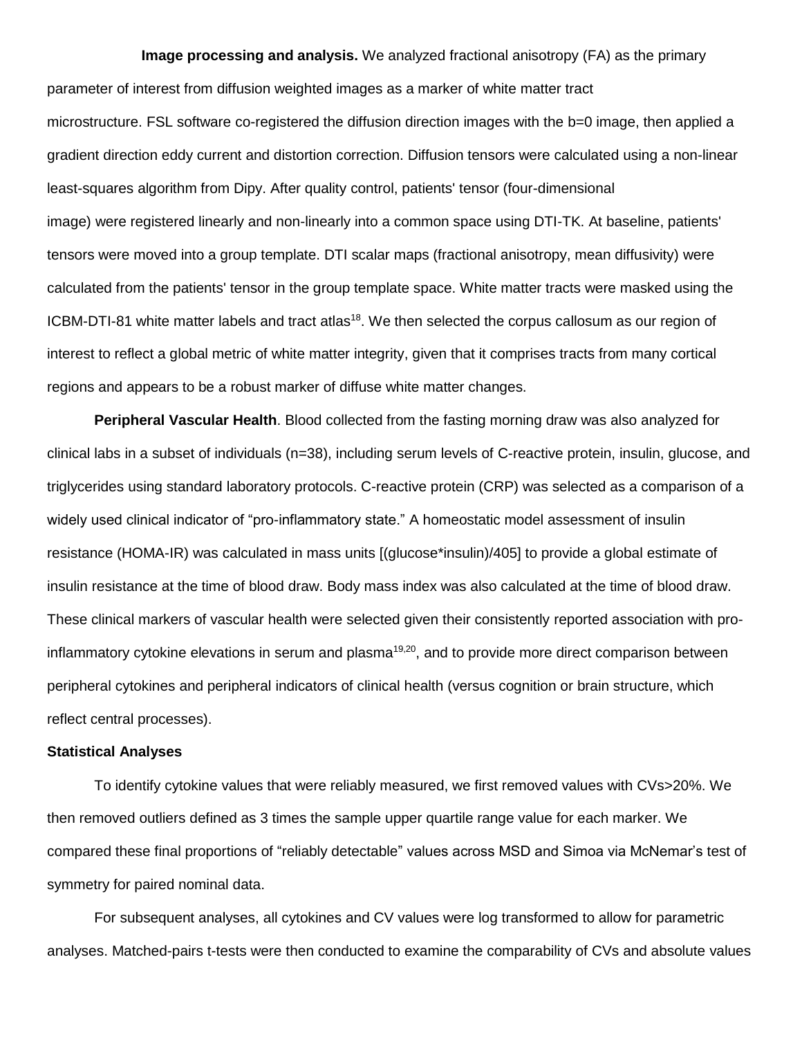**Image processing and analysis.** We analyzed fractional anisotropy (FA) as the primary parameter of interest from diffusion weighted images as a marker of white matter tract microstructure. FSL software co-registered the diffusion direction images with the b=0 image, then applied a gradient direction eddy current and distortion correction. Diffusion tensors were calculated using a non-linear least-squares algorithm from Dipy. After quality control, patients' tensor (four-dimensional image) were registered linearly and non-linearly into a common space using DTI-TK. At baseline, patients' tensors were moved into a group template. DTI scalar maps (fractional anisotropy, mean diffusivity) were calculated from the patients' tensor in the group template space. White matter tracts were masked using the ICBM-DTI-81 white matter labels and tract atlas[18]. We then selected the corpus callosum as our region of interest to reflect a global metric of white matter integrity, given that it comprises tracts from many cortical regions and appears to be a robust marker of diffuse white matter changes.

**Peripheral Vascular Health**. Blood collected from the fasting morning draw was also analyzed for clinical labs in a subset of individuals (n=38), including serum levels of C-reactive protein, insulin, glucose, and triglycerides using standard laboratory protocols. C-reactive protein (CRP) was selected as a comparison of a widely used clinical indicator of "pro-inflammatory state." A homeostatic model assessment of insulin resistance (HOMA-IR) was calculated in mass units [(glucose*insulin)/405] to provide a global estimate of insulin resistance at the time of blood draw. Body mass index was also calculated at the time of blood draw. These clinical markers of vascular health were selected given their consistently reported association with pro-inflammatory cytokine elevations in serum and plasma[19,20], and to provide more direct comparison between peripheral cytokines and peripheral indicators of clinical health (versus cognition or brain structure, which reflect central processes).

**Statistical Analyses**

To identify cytokine values that were reliably measured, we first removed values with CVs>20%. We then removed outliers defined as 3 times the sample upper quartile range value for each marker. We compared these final proportions of "reliably detectable" values across MSD and Simoa via McNemar's test of symmetry for paired nominal data.

For subsequent analyses, all cytokines and CV values were log transformed to allow for parametric analyses. Matched-pairs t-tests were then conducted to examine the comparability of CVs and absolute values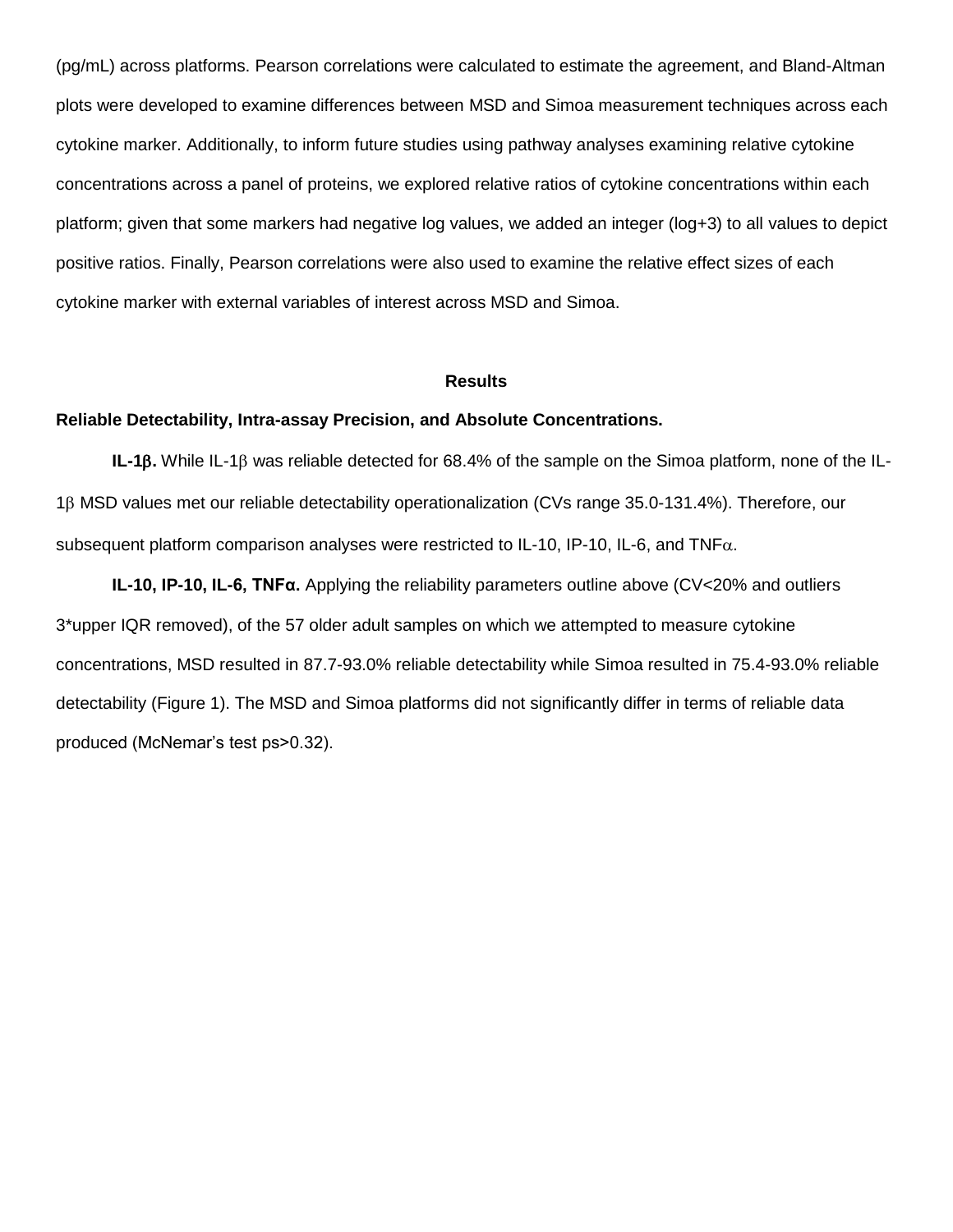(pg/mL) across platforms. Pearson correlations were calculated to estimate the agreement, and Bland-Altman plots were developed to examine differences between MSD and Simoa measurement techniques across each cytokine marker. Additionally, to inform future studies using pathway analyses examining relative cytokine concentrations across a panel of proteins, we explored relative ratios of cytokine concentrations within each platform; given that some markers had negative log values, we added an integer (log+3) to all values to depict positive ratios. Finally, Pearson correlations were also used to examine the relative effect sizes of each cytokine marker with external variables of interest across MSD and Simoa.

## Results

### Reliable Detectability, Intra-assay Precision, and Absolute Concentrations.

**IL-1β.** While IL-1β was reliable detected for 68.4% of the sample on the Simoa platform, none of the IL-1β MSD values met our reliable detectability operationalization (CVs range 35.0-131.4%). Therefore, our subsequent platform comparison analyses were restricted to IL-10, IP-10, IL-6, and TNFα.

**IL-10, IP-10, IL-6, TNFα.** Applying the reliability parameters outline above (CV<20% and outliers 3*upper IQR removed), of the 57 older adult samples on which we attempted to measure cytokine concentrations, MSD resulted in 87.7-93.0% reliable detectability while Simoa resulted in 75.4-93.0% reliable detectability (Figure 1). The MSD and Simoa platforms did not significantly differ in terms of reliable data produced (McNemar's test ps>0.32).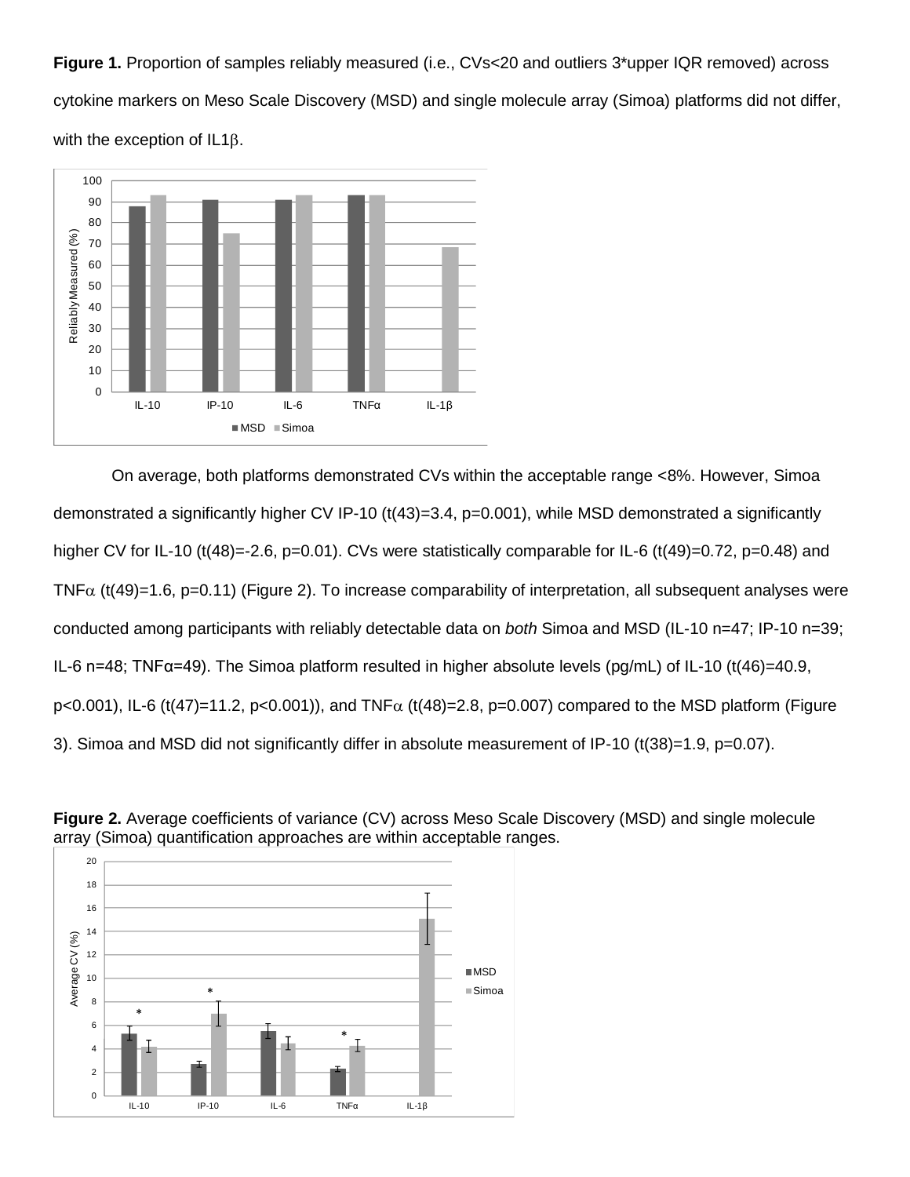**Figure 1.** Proportion of samples reliably measured (i.e., CVs<20 and outliers 3*upper IQR removed) across cytokine markers on Meso Scale Discovery (MSD) and single molecule array (Simoa) platforms did not differ, with the exception of IL1β.

On average, both platforms demonstrated CVs within the acceptable range <8%. However, Simoa demonstrated a significantly higher CV IP-10 ($t(43)=3.4$, $p=0.001$), while MSD demonstrated a significantly higher CV for IL-10 ($t(48)=-2.6$, $p=0.01$). CVs were statistically comparable for IL-6 ($t(49)=0.72$, $p=0.48$) and TNFα ($t(49)=1.6$, $p=0.11$) (Figure 2). To increase comparability of interpretation, all subsequent analyses were conducted among participants with reliably detectable data on *both* Simoa and MSD (IL-10 n=47; IP-10 n=39; IL-6 n=48; TNFα=49). The Simoa platform resulted in higher absolute levels (pg/mL) of IL-10 ($t(46)=40.9$, $p<0.001$), IL-6 ($t(47)=11.2$, $p<0.001$)), and TNFα ($t(48)=2.8$, $p=0.007$) compared to the MSD platform (Figure 3). Simoa and MSD did not significantly differ in absolute measurement of IP-10 ($t(38)=1.9$, $p=0.07$).

**Figure 2.** Average coefficients of variance (CV) across Meso Scale Discovery (MSD) and single molecule array (Simoa) quantification approaches are within acceptable ranges.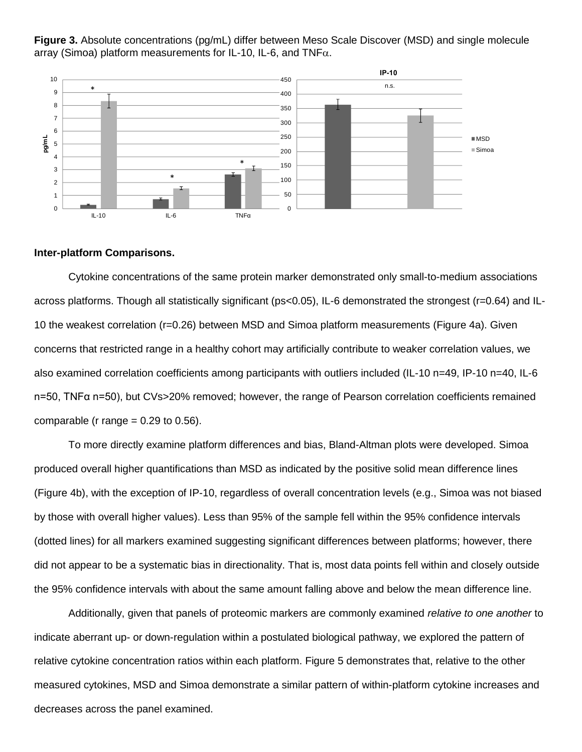**Figure 3.** Absolute concentrations (pg/mL) differ between Meso Scale Discover (MSD) and single molecule array (Simoa) platform measurements for IL-10, IL-6, and TNFα.

**Inter-platform Comparisons.**

Cytokine concentrations of the same protein marker demonstrated only small-to-medium associations across platforms. Though all statistically significant (ps<0.05), IL-6 demonstrated the strongest (r=0.64) and IL-10 the weakest correlation (r=0.26) between MSD and Simoa platform measurements (Figure 4a). Given concerns that restricted range in a healthy cohort may artificially contribute to weaker correlation values, we also examined correlation coefficients among participants with outliers included (IL-10 n=49, IP-10 n=40, IL-6 n=50, TNFα n=50), but CVs>20% removed; however, the range of Pearson correlation coefficients remained comparable (r range = 0.29 to 0.56).

To more directly examine platform differences and bias, Bland-Altman plots were developed. Simoa produced overall higher quantifications than MSD as indicated by the positive solid mean difference lines (Figure 4b), with the exception of IP-10, regardless of overall concentration levels (e.g., Simoa was not biased by those with overall higher values). Less than 95% of the sample fell within the 95% confidence intervals (dotted lines) for all markers examined suggesting significant differences between platforms; however, there did not appear to be a systematic bias in directionality. That is, most data points fell within and closely outside the 95% confidence intervals with about the same amount falling above and below the mean difference line.

Additionally, given that panels of proteomic markers are commonly examined *relative to one another* to indicate aberrant up- or down-regulation within a postulated biological pathway, we explored the pattern of relative cytokine concentration ratios within each platform. Figure 5 demonstrates that, relative to the other measured cytokines, MSD and Simoa demonstrate a similar pattern of within-platform cytokine increases and decreases across the panel examined.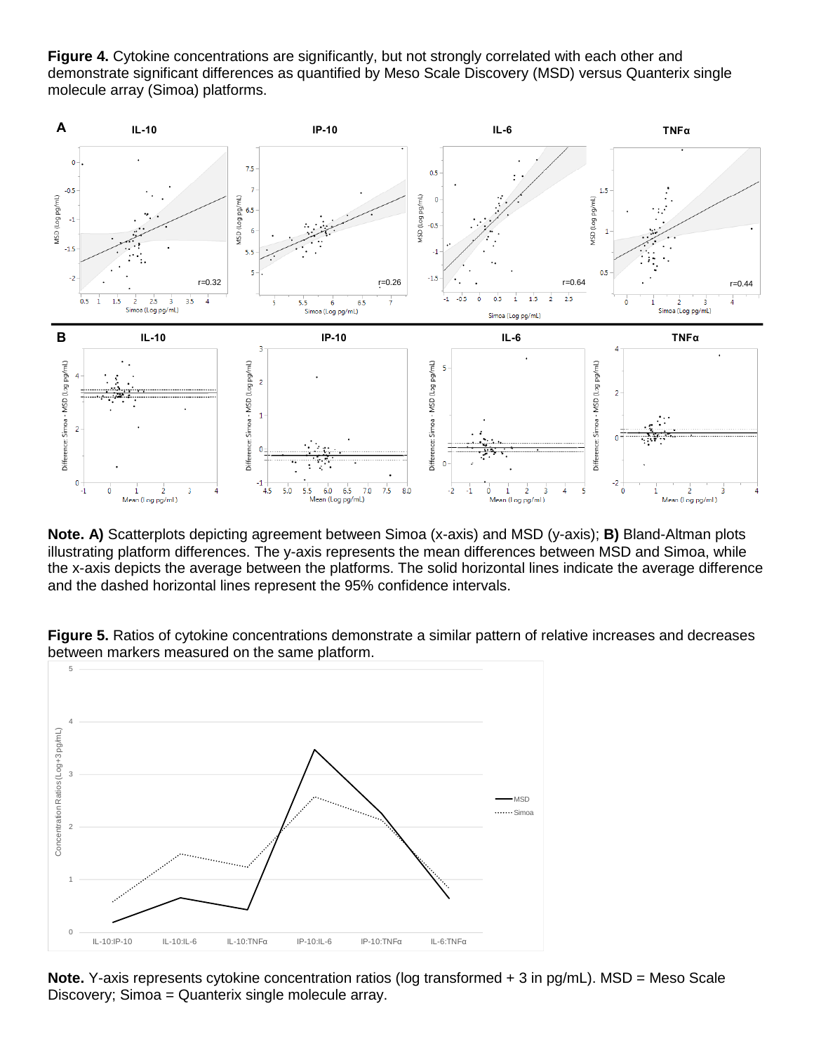**Figure 4.** Cytokine concentrations are significantly, but not strongly correlated with each other and demonstrate significant differences as quantified by Meso Scale Discovery (MSD) versus Quanterix single molecule array (Simoa) platforms.

**Note. A)** Scatterplots depicting agreement between Simoa (x-axis) and MSD (y-axis); **B)** Bland-Altman plots illustrating platform differences. The y-axis represents the mean differences between MSD and Simoa, while the x-axis depicts the average between the platforms. The solid horizontal lines indicate the average difference and the dashed horizontal lines represent the 95% confidence intervals.

**Figure 5.** Ratios of cytokine concentrations demonstrate a similar pattern of relative increases and decreases between markers measured on the same platform.

**Note.** Y-axis represents cytokine concentration ratios (log transformed + 3 in pg/mL). MSD = Meso Scale Discovery; Simoa = Quanterix single molecule array.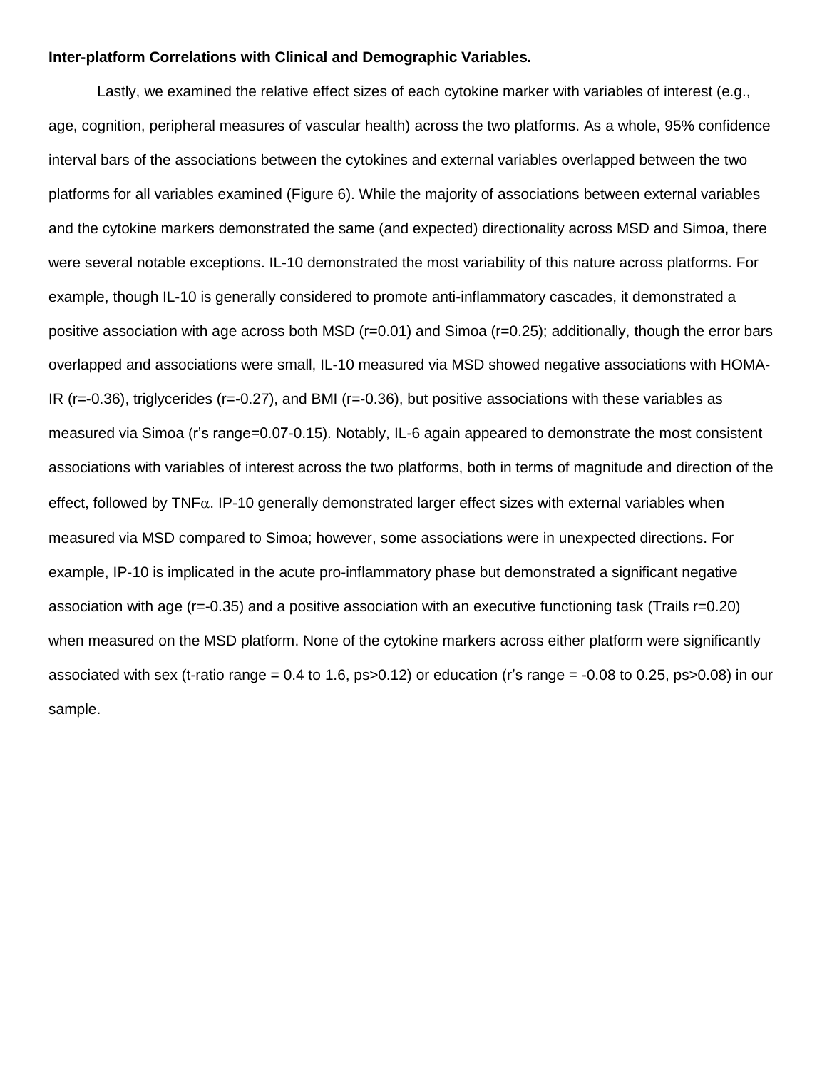**Inter-platform Correlations with Clinical and Demographic Variables.**

Lastly, we examined the relative effect sizes of each cytokine marker with variables of interest (e.g., age, cognition, peripheral measures of vascular health) across the two platforms. As a whole, 95% confidence interval bars of the associations between the cytokines and external variables overlapped between the two platforms for all variables examined (Figure 6). While the majority of associations between external variables and the cytokine markers demonstrated the same (and expected) directionality across MSD and Simoa, there were several notable exceptions. IL-10 demonstrated the most variability of this nature across platforms. For example, though IL-10 is generally considered to promote anti-inflammatory cascades, it demonstrated a positive association with age across both MSD ($r=0.01$) and Simoa ($r=0.25$); additionally, though the error bars overlapped and associations were small, IL-10 measured via MSD showed negative associations with HOMA-IR ($r=-0.36$), triglycerides ($r=-0.27$), and BMI ($r=-0.36$), but positive associations with these variables as measured via Simoa (r's range=0.07-0.15). Notably, IL-6 again appeared to demonstrate the most consistent associations with variables of interest across the two platforms, both in terms of magnitude and direction of the effect, followed by TNF$\alpha$. IP-10 generally demonstrated larger effect sizes with external variables when measured via MSD compared to Simoa; however, some associations were in unexpected directions. For example, IP-10 is implicated in the acute pro-inflammatory phase but demonstrated a significant negative association with age ($r=-0.35$) and a positive association with an executive functioning task (Trails $r=0.20$) when measured on the MSD platform. None of the cytokine markers across either platform were significantly associated with sex (t-ratio range = 0.4 to 1.6, $ps>0.12$) or education (r's range = -0.08 to 0.25, $ps>0.08$) in our sample.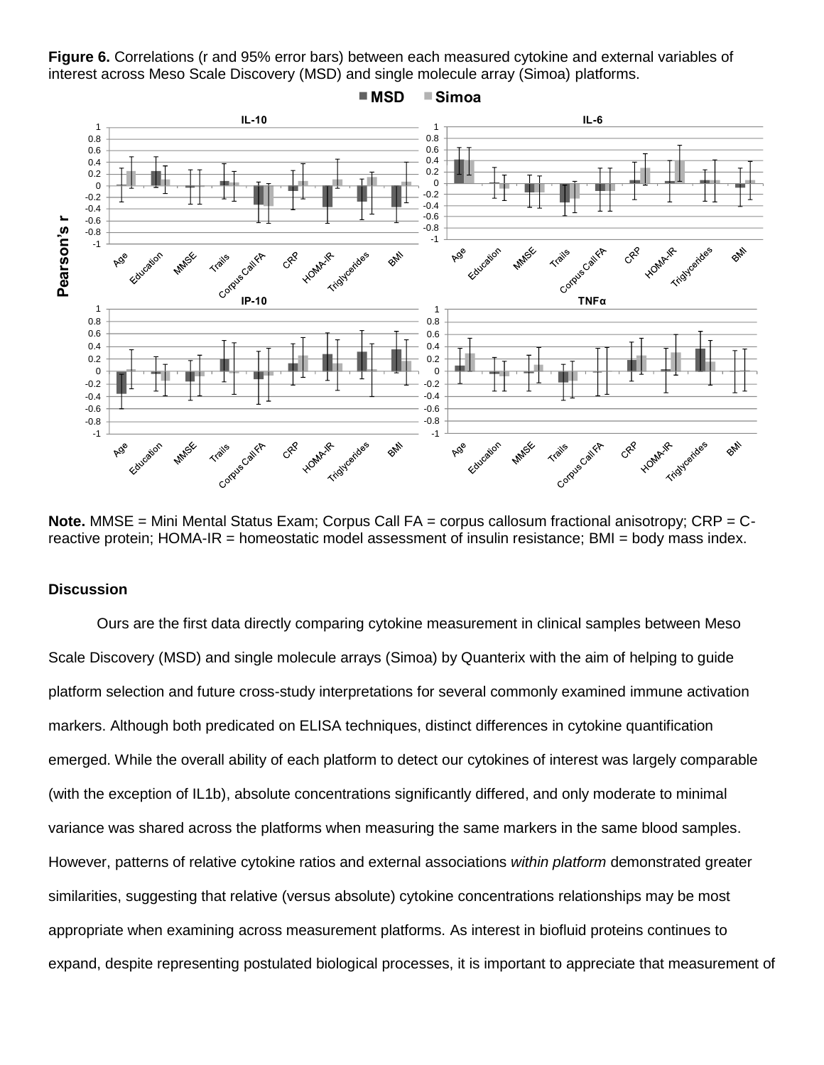**Figure 6.** Correlations (r and 95% error bars) between each measured cytokine and external variables of interest across Meso Scale Discovery (MSD) and single molecule array (Simoa) platforms.

**Note.** MMSE = Mini Mental Status Exam; Corpus Call FA = corpus callosum fractional anisotropy; CRP = C-reactive protein; HOMA-IR = homeostatic model assessment of insulin resistance; BMI = body mass index.

## Discussion

Ours are the first data directly comparing cytokine measurement in clinical samples between Meso Scale Discovery (MSD) and single molecule arrays (Simoa) by Quanterix with the aim of helping to guide platform selection and future cross-study interpretations for several commonly examined immune activation markers. Although both predicated on ELISA techniques, distinct differences in cytokine quantification emerged. While the overall ability of each platform to detect our cytokines of interest was largely comparable (with the exception of IL1b), absolute concentrations significantly differed, and only moderate to minimal variance was shared across the platforms when measuring the same markers in the same blood samples. However, patterns of relative cytokine ratios and external associations *within platform* demonstrated greater similarities, suggesting that relative (versus absolute) cytokine concentrations relationships may be most appropriate when examining across measurement platforms. As interest in biofluid proteins continues to expand, despite representing postulated biological processes, it is important to appreciate that measurement of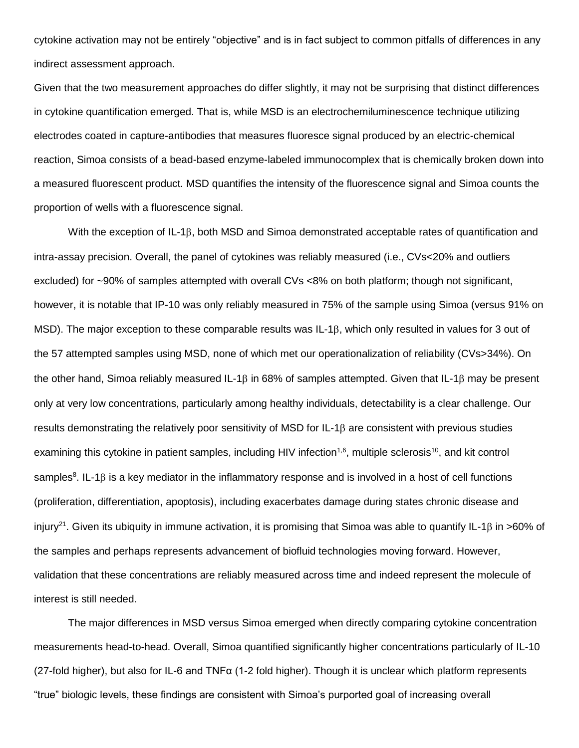cytokine activation may not be entirely "objective" and is in fact subject to common pitfalls of differences in any indirect assessment approach.

Given that the two measurement approaches do differ slightly, it may not be surprising that distinct differences in cytokine quantification emerged. That is, while MSD is an electrochemiluminescence technique utilizing electrodes coated in capture-antibodies that measures fluoresce signal produced by an electric-chemical reaction, Simoa consists of a bead-based enzyme-labeled immunocomplex that is chemically broken down into a measured fluorescent product. MSD quantifies the intensity of the fluorescence signal and Simoa counts the proportion of wells with a fluorescence signal.

With the exception of IL-1β, both MSD and Simoa demonstrated acceptable rates of quantification and intra-assay precision. Overall, the panel of cytokines was reliably measured (i.e., CVs<20% and outliers excluded) for ~90% of samples attempted with overall CVs <8% on both platform; though not significant, however, it is notable that IP-10 was only reliably measured in 75% of the sample using Simoa (versus 91% on MSD). The major exception to these comparable results was IL-1β, which only resulted in values for 3 out of the 57 attempted samples using MSD, none of which met our operationalization of reliability (CVs>34%). On the other hand, Simoa reliably measured IL-1β in 68% of samples attempted. Given that IL-1β may be present only at very low concentrations, particularly among healthy individuals, detectability is a clear challenge. Our results demonstrating the relatively poor sensitivity of MSD for IL-1β are consistent with previous studies examining this cytokine in patient samples, including HIV infection[1,6], multiple sclerosis[10], and kit control samples[8]. IL-1β is a key mediator in the inflammatory response and is involved in a host of cell functions (proliferation, differentiation, apoptosis), including exacerbates damage during states chronic disease and injury[21]. Given its ubiquity in immune activation, it is promising that Simoa was able to quantify IL-1β in >60% of the samples and perhaps represents advancement of biofluid technologies moving forward. However, validation that these concentrations are reliably measured across time and indeed represent the molecule of interest is still needed.

The major differences in MSD versus Simoa emerged when directly comparing cytokine concentration measurements head-to-head. Overall, Simoa quantified significantly higher concentrations particularly of IL-10 (27-fold higher), but also for IL-6 and TNFα (1-2 fold higher). Though it is unclear which platform represents "true" biologic levels, these findings are consistent with Simoa's purported goal of increasing overall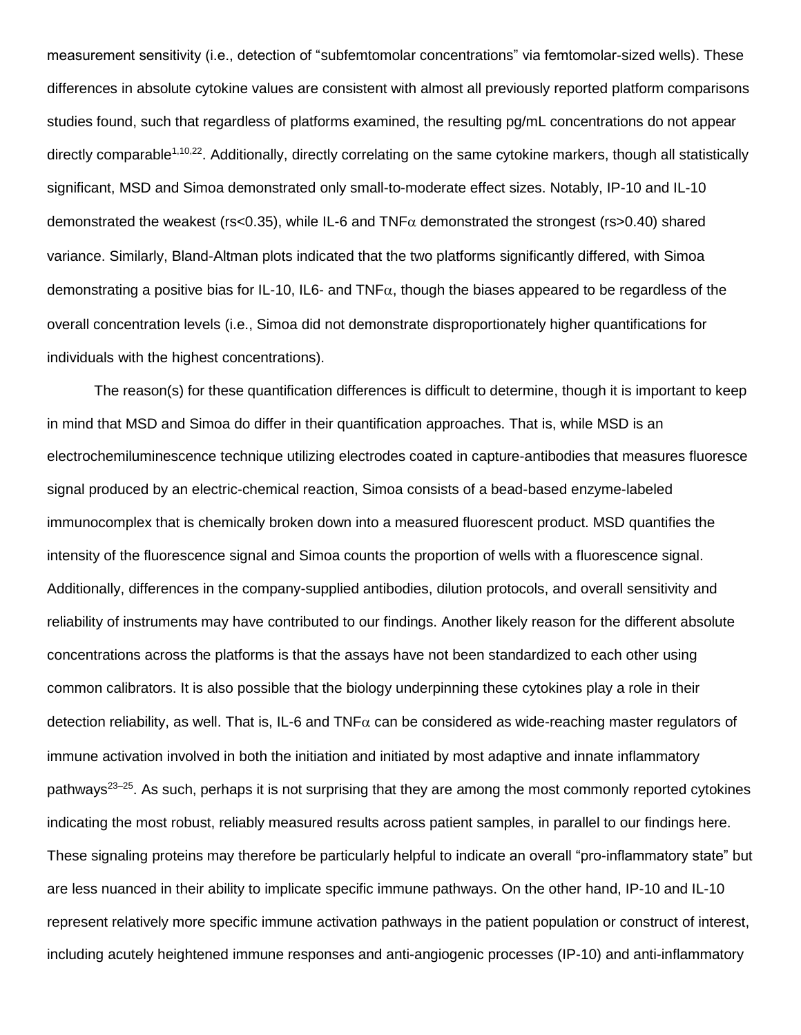measurement sensitivity (i.e., detection of "subfemtomolar concentrations" via femtomolar-sized wells). These differences in absolute cytokine values are consistent with almost all previously reported platform comparisons studies found, such that regardless of platforms examined, the resulting pg/mL concentrations do not appear directly comparable[1,10,22]. Additionally, directly correlating on the same cytokine markers, though all statistically significant, MSD and Simoa demonstrated only small-to-moderate effect sizes. Notably, IP-10 and IL-10 demonstrated the weakest ($r_s<0.35$), while IL-6 and TNF$\alpha$ demonstrated the strongest ($r_s>0.40$) shared variance. Similarly, Bland-Altman plots indicated that the two platforms significantly differed, with Simoa demonstrating a positive bias for IL-10, IL6- and TNF$\alpha$, though the biases appeared to be regardless of the overall concentration levels (i.e., Simoa did not demonstrate disproportionately higher quantifications for individuals with the highest concentrations).

The reason(s) for these quantification differences is difficult to determine, though it is important to keep in mind that MSD and Simoa do differ in their quantification approaches. That is, while MSD is an electrochemiluminescence technique utilizing electrodes coated in capture-antibodies that measures fluoresce signal produced by an electric-chemical reaction, Simoa consists of a bead-based enzyme-labeled immunocomplex that is chemically broken down into a measured fluorescent product. MSD quantifies the intensity of the fluorescence signal and Simoa counts the proportion of wells with a fluorescence signal. Additionally, differences in the company-supplied antibodies, dilution protocols, and overall sensitivity and reliability of instruments may have contributed to our findings. Another likely reason for the different absolute concentrations across the platforms is that the assays have not been standardized to each other using common calibrators. It is also possible that the biology underpinning these cytokines play a role in their detection reliability, as well. That is, IL-6 and TNF$\alpha$ can be considered as wide-reaching master regulators of immune activation involved in both the initiation and initiated by most adaptive and innate inflammatory pathways[23–25]. As such, perhaps it is not surprising that they are among the most commonly reported cytokines indicating the most robust, reliably measured results across patient samples, in parallel to our findings here. These signaling proteins may therefore be particularly helpful to indicate an overall "pro-inflammatory state" but are less nuanced in their ability to implicate specific immune pathways. On the other hand, IP-10 and IL-10 represent relatively more specific immune activation pathways in the patient population or construct of interest, including acutely heightened immune responses and anti-angiogenic processes (IP-10) and anti-inflammatory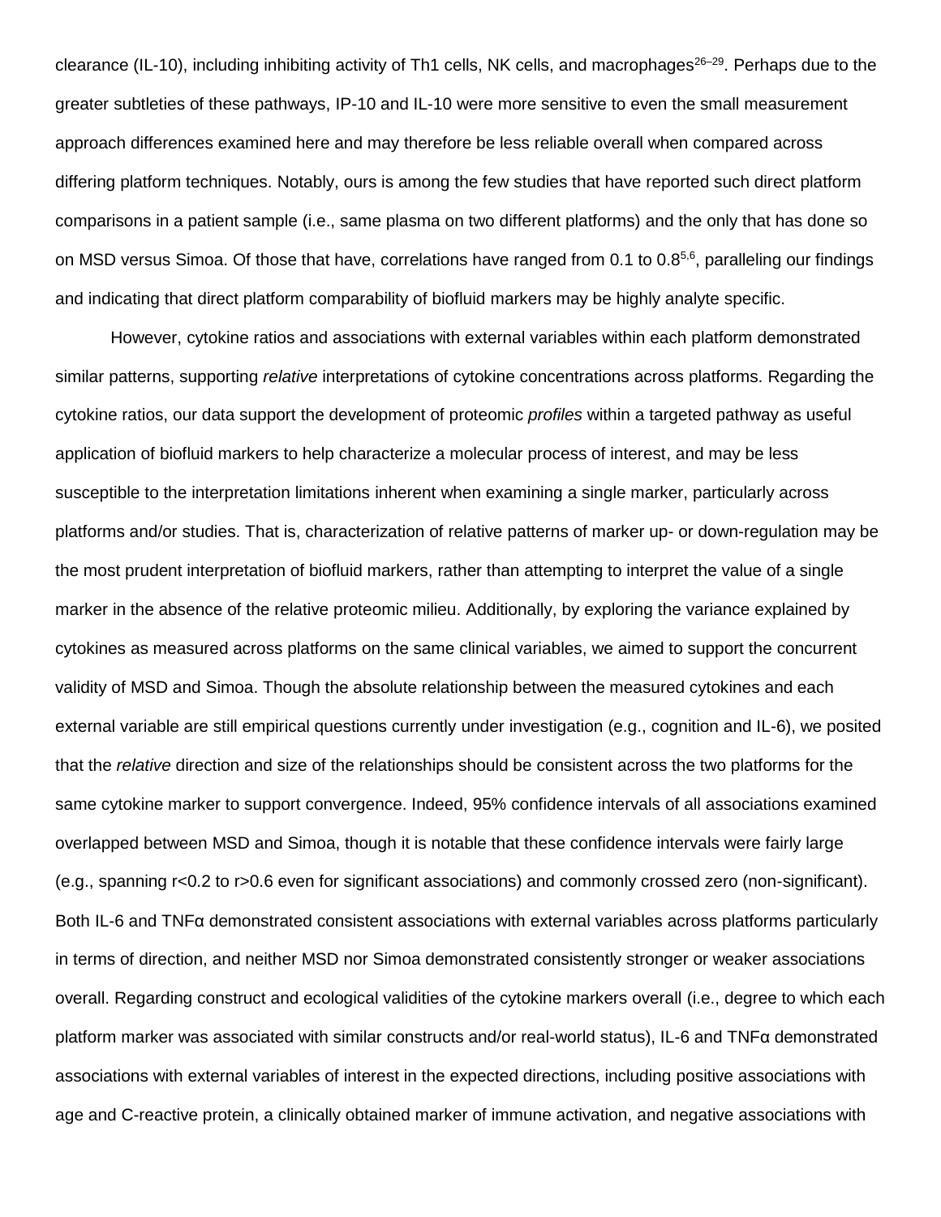clearance (IL-10), including inhibiting activity of Th1 cells, NK cells, and macrophages[26–29]. Perhaps due to the greater subtleties of these pathways, IP-10 and IL-10 were more sensitive to even the small measurement approach differences examined here and may therefore be less reliable overall when compared across differing platform techniques. Notably, ours is among the few studies that have reported such direct platform comparisons in a patient sample (i.e., same plasma on two different platforms) and the only that has done so on MSD versus Simoa. Of those that have, correlations have ranged from 0.1 to 0.8[5,6], paralleling our findings and indicating that direct platform comparability of biofluid markers may be highly analyte specific.

However, cytokine ratios and associations with external variables within each platform demonstrated similar patterns, supporting *relative* interpretations of cytokine concentrations across platforms. Regarding the cytokine ratios, our data support the development of proteomic *profiles* within a targeted pathway as useful application of biofluid markers to help characterize a molecular process of interest, and may be less susceptible to the interpretation limitations inherent when examining a single marker, particularly across platforms and/or studies. That is, characterization of relative patterns of marker up- or down-regulation may be the most prudent interpretation of biofluid markers, rather than attempting to interpret the value of a single marker in the absence of the relative proteomic milieu. Additionally, by exploring the variance explained by cytokines as measured across platforms on the same clinical variables, we aimed to support the concurrent validity of MSD and Simoa. Though the absolute relationship between the measured cytokines and each external variable are still empirical questions currently under investigation (e.g., cognition and IL-6), we posited that the *relative* direction and size of the relationships should be consistent across the two platforms for the same cytokine marker to support convergence. Indeed, 95% confidence intervals of all associations examined overlapped between MSD and Simoa, though it is notable that these confidence intervals were fairly large (e.g., spanning $r<0.2$ to $r>0.6$ even for significant associations) and commonly crossed zero (non-significant). Both IL-6 and TNFα demonstrated consistent associations with external variables across platforms particularly in terms of direction, and neither MSD nor Simoa demonstrated consistently stronger or weaker associations overall. Regarding construct and ecological validities of the cytokine markers overall (i.e., degree to which each platform marker was associated with similar constructs and/or real-world status), IL-6 and TNFα demonstrated associations with external variables of interest in the expected directions, including positive associations with age and C-reactive protein, a clinically obtained marker of immune activation, and negative associations with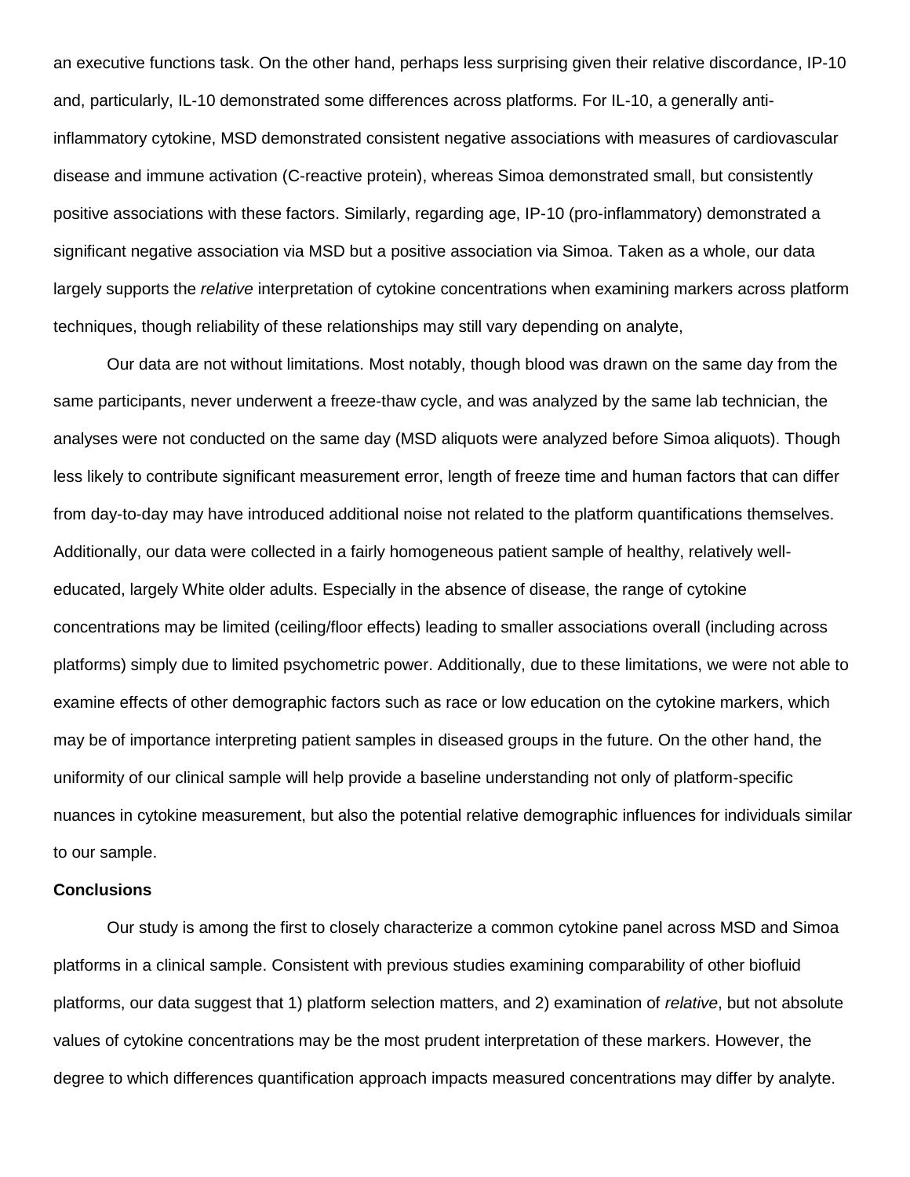an executive functions task. On the other hand, perhaps less surprising given their relative discordance, IP-10 and, particularly, IL-10 demonstrated some differences across platforms. For IL-10, a generally anti-inflammatory cytokine, MSD demonstrated consistent negative associations with measures of cardiovascular disease and immune activation (C-reactive protein), whereas Simoa demonstrated small, but consistently positive associations with these factors. Similarly, regarding age, IP-10 (pro-inflammatory) demonstrated a significant negative association via MSD but a positive association via Simoa. Taken as a whole, our data largely supports the *relative* interpretation of cytokine concentrations when examining markers across platform techniques, though reliability of these relationships may still vary depending on analyte,

Our data are not without limitations. Most notably, though blood was drawn on the same day from the same participants, never underwent a freeze-thaw cycle, and was analyzed by the same lab technician, the analyses were not conducted on the same day (MSD aliquots were analyzed before Simoa aliquots). Though less likely to contribute significant measurement error, length of freeze time and human factors that can differ from day-to-day may have introduced additional noise not related to the platform quantifications themselves. Additionally, our data were collected in a fairly homogeneous patient sample of healthy, relatively well-educated, largely White older adults. Especially in the absence of disease, the range of cytokine concentrations may be limited (ceiling/floor effects) leading to smaller associations overall (including across platforms) simply due to limited psychometric power. Additionally, due to these limitations, we were not able to examine effects of other demographic factors such as race or low education on the cytokine markers, which may be of importance interpreting patient samples in diseased groups in the future. On the other hand, the uniformity of our clinical sample will help provide a baseline understanding not only of platform-specific nuances in cytokine measurement, but also the potential relative demographic influences for individuals similar to our sample.

**Conclusions**

Our study is among the first to closely characterize a common cytokine panel across MSD and Simoa platforms in a clinical sample. Consistent with previous studies examining comparability of other biofluid platforms, our data suggest that 1) platform selection matters, and 2) examination of *relative*, but not absolute values of cytokine concentrations may be the most prudent interpretation of these markers. However, the degree to which differences quantification approach impacts measured concentrations may differ by analyte.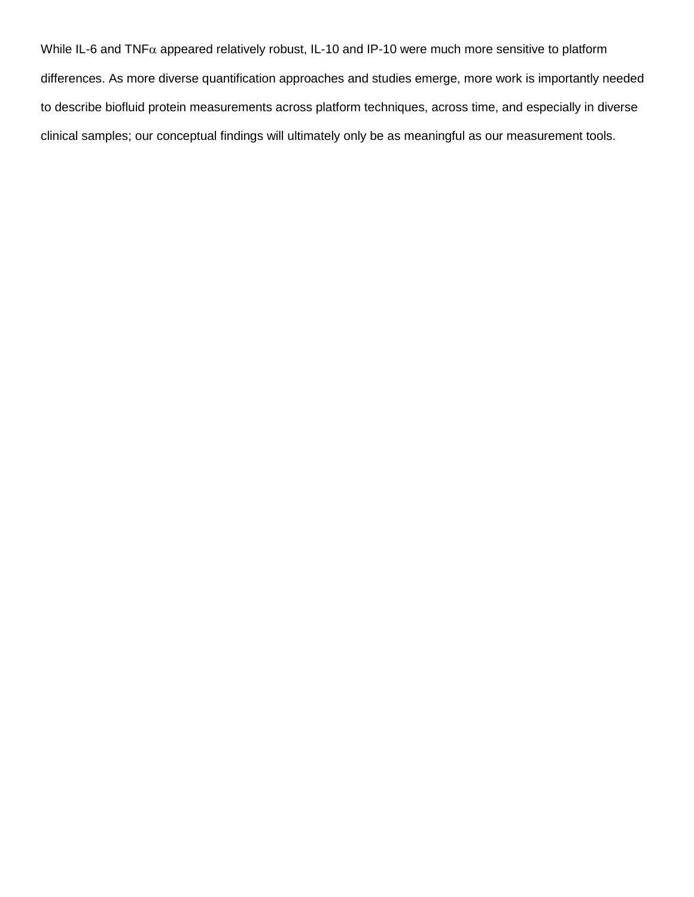While IL-6 and TNF$\alpha$ appeared relatively robust, IL-10 and IP-10 were much more sensitive to platform differences. As more diverse quantification approaches and studies emerge, more work is importantly needed to describe biofluid protein measurements across platform techniques, across time, and especially in diverse clinical samples; our conceptual findings will ultimately only be as meaningful as our measurement tools.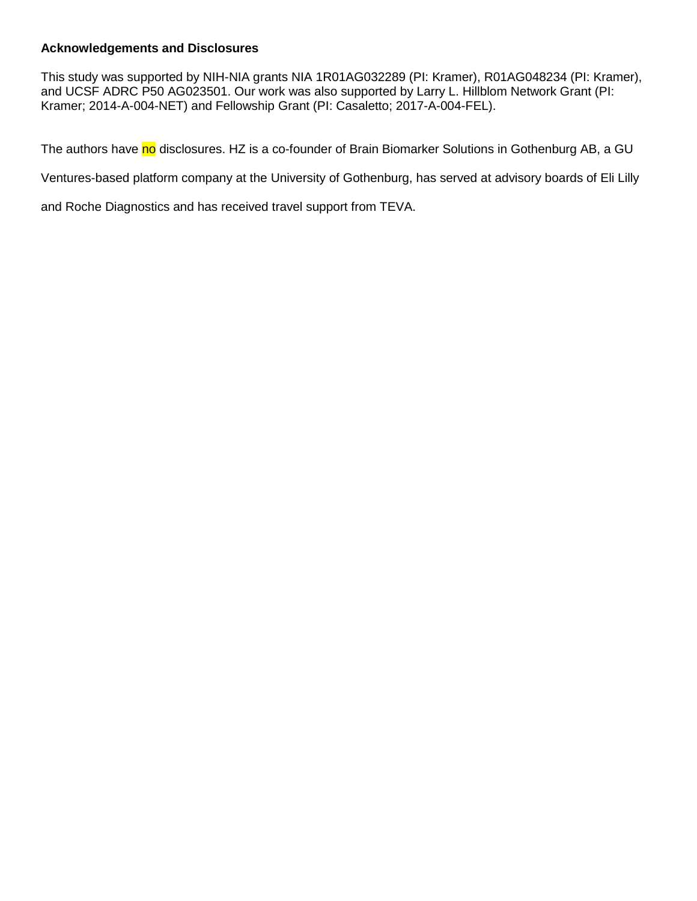**Acknowledgements and Disclosures**

This study was supported by NIH-NIA grants NIA 1R01AG032289 (PI: Kramer), R01AG048234 (PI: Kramer), and UCSF ADRC P50 AG023501. Our work was also supported by Larry L. Hillblom Network Grant (PI: Kramer; 2014-A-004-NET) and Fellowship Grant (PI: Casaletto; 2017-A-004-FEL).

The authors have no disclosures. HZ is a co-founder of Brain Biomarker Solutions in Gothenburg AB, a GU Ventures-based platform company at the University of Gothenburg, has served at advisory boards of Eli Lilly and Roche Diagnostics and has received travel support from TEVA.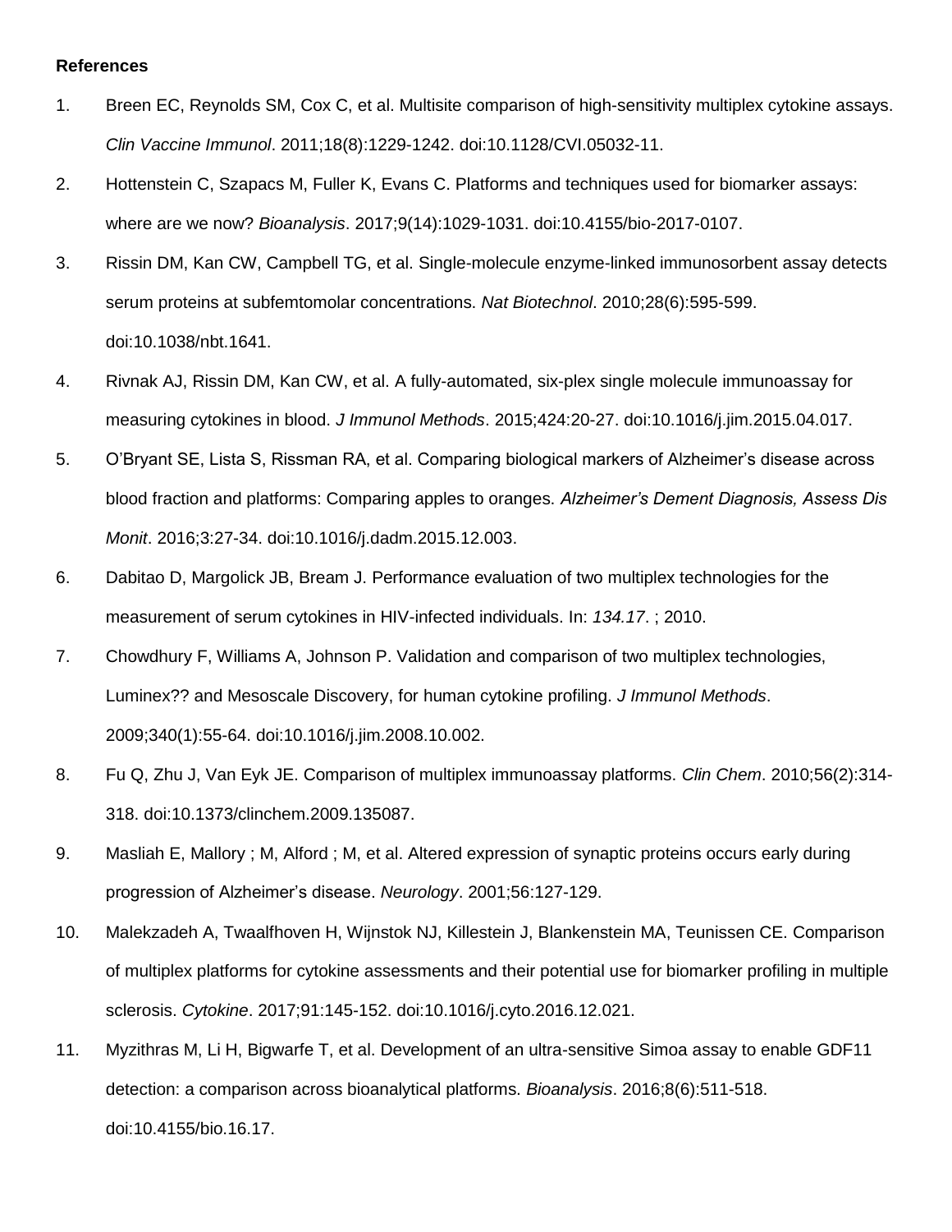**References**

1. Breen EC, Reynolds SM, Cox C, et al. Multisite comparison of high-sensitivity multiplex cytokine assays. *Clin Vaccine Immunol*. 2011;18(8):1229-1242. doi:10.1128/CVI.05032-11.
2. Hottenstein C, Szapacs M, Fuller K, Evans C. Platforms and techniques used for biomarker assays: where are we now? *Bioanalysis*. 2017;9(14):1029-1031. doi:10.4155/bio-2017-0107.
3. Rissin DM, Kan CW, Campbell TG, et al. Single-molecule enzyme-linked immunosorbent assay detects serum proteins at subfemtomolar concentrations. *Nat Biotechnol*. 2010;28(6):595-599. doi:10.1038/nbt.1641.
4. Rivnak AJ, Rissin DM, Kan CW, et al. A fully-automated, six-plex single molecule immunoassay for measuring cytokines in blood. *J Immunol Methods*. 2015;424:20-27. doi:10.1016/j.jim.2015.04.017.
5. O'Bryant SE, Lista S, Rissman RA, et al. Comparing biological markers of Alzheimer's disease across blood fraction and platforms: Comparing apples to oranges. *Alzheimer's Dement Diagnosis, Assess Dis Monit*. 2016;3:27-34. doi:10.1016/j.dadm.2015.12.003.
6. Dabitao D, Margolick JB, Bream J. Performance evaluation of two multiplex technologies for the measurement of serum cytokines in HIV-infected individuals. In: *134.17*. ; 2010.
7. Chowdhury F, Williams A, Johnson P. Validation and comparison of two multiplex technologies, Luminex?? and Mesoscale Discovery, for human cytokine profiling. *J Immunol Methods*. 2009;340(1):55-64. doi:10.1016/j.jim.2008.10.002.
8. Fu Q, Zhu J, Van Eyk JE. Comparison of multiplex immunoassay platforms. *Clin Chem*. 2010;56(2):314-318. doi:10.1373/clinchem.2009.135087.
9. Masliah E, Mallory ; M, Alford ; M, et al. Altered expression of synaptic proteins occurs early during progression of Alzheimer's disease. *Neurology*. 2001;56:127-129.
10. Malekzadeh A, Twaalfhoven H, Wijnstok NJ, Killestein J, Blankenstein MA, Teunissen CE. Comparison of multiplex platforms for cytokine assessments and their potential use for biomarker profiling in multiple sclerosis. *Cytokine*. 2017;91:145-152. doi:10.1016/j.cyto.2016.12.021.
11. Myzithras M, Li H, Bigwarfe T, et al. Development of an ultra-sensitive Simoa assay to enable GDF11 detection: a comparison across bioanalytical platforms. *Bioanalysis*. 2016;8(6):511-518. doi:10.4155/bio.16.17.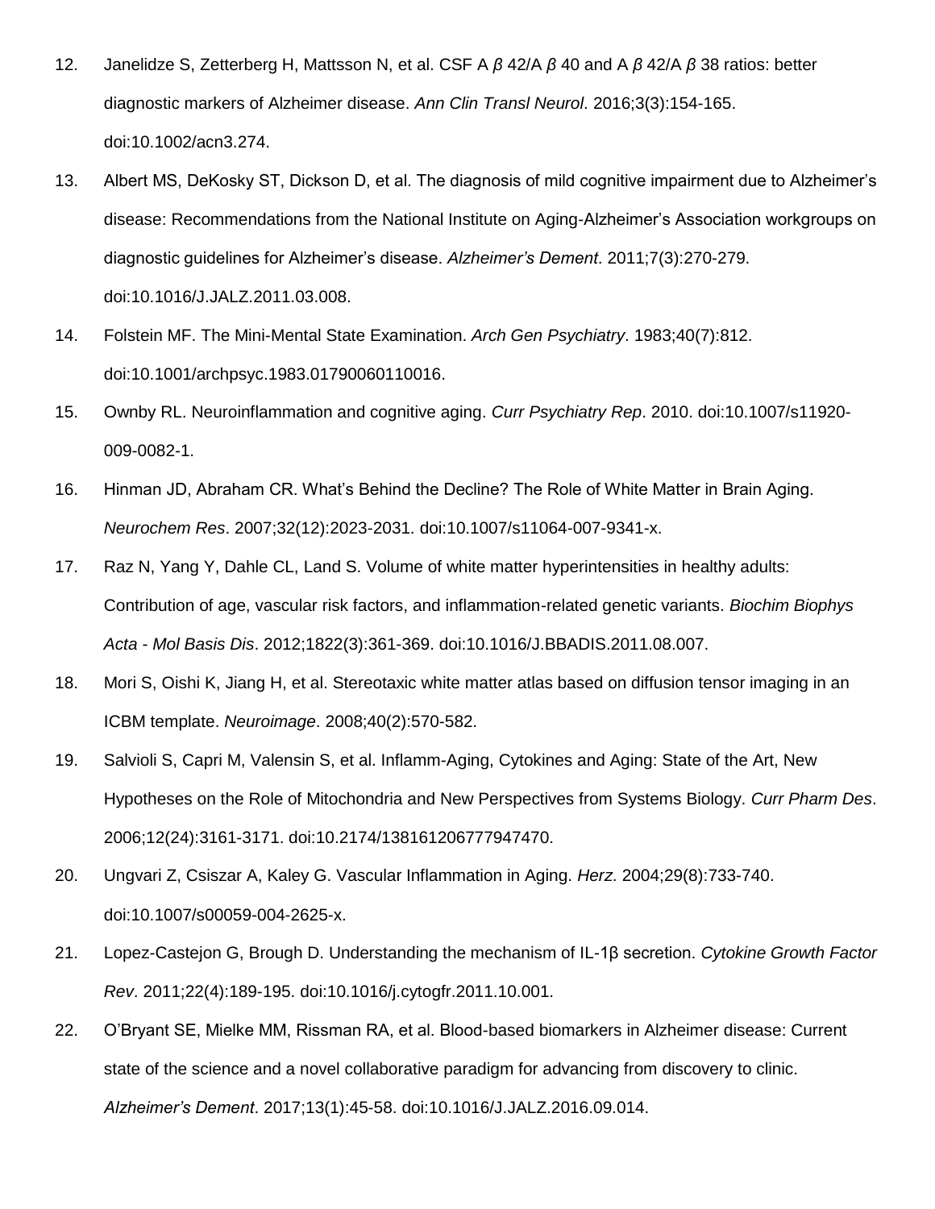12. Janelidze S, Zetterberg H, Mattsson N, et al. CSF A *β* 42/A *β* 40 and A *β* 42/A *β* 38 ratios: better diagnostic markers of Alzheimer disease. *Ann Clin Transl Neurol*. 2016;3(3):154-165. doi:10.1002/acn3.274.
13. Albert MS, DeKosky ST, Dickson D, et al. The diagnosis of mild cognitive impairment due to Alzheimer's disease: Recommendations from the National Institute on Aging-Alzheimer's Association workgroups on diagnostic guidelines for Alzheimer's disease. *Alzheimer's Dement*. 2011;7(3):270-279. doi:10.1016/J.JALZ.2011.03.008.
14. Folstein MF. The Mini-Mental State Examination. *Arch Gen Psychiatry*. 1983;40(7):812. doi:10.1001/archpsyc.1983.01790060110016.
15. Ownby RL. Neuroinflammation and cognitive aging. *Curr Psychiatry Rep*. 2010. doi:10.1007/s11920-009-0082-1.
16. Hinman JD, Abraham CR. What's Behind the Decline? The Role of White Matter in Brain Aging. *Neurochem Res*. 2007;32(12):2023-2031. doi:10.1007/s11064-007-9341-x.
17. Raz N, Yang Y, Dahle CL, Land S. Volume of white matter hyperintensities in healthy adults: Contribution of age, vascular risk factors, and inflammation-related genetic variants. *Biochim Biophys Acta - Mol Basis Dis*. 2012;1822(3):361-369. doi:10.1016/J.BBADIS.2011.08.007.
18. Mori S, Oishi K, Jiang H, et al. Stereotaxic white matter atlas based on diffusion tensor imaging in an ICBM template. *Neuroimage*. 2008;40(2):570-582.
19. Salvioli S, Capri M, Valensin S, et al. Inflamm-Aging, Cytokines and Aging: State of the Art, New Hypotheses on the Role of Mitochondria and New Perspectives from Systems Biology. *Curr Pharm Des*. 2006;12(24):3161-3171. doi:10.2174/138161206777947470.
20. Ungvari Z, Csiszar A, Kaley G. Vascular Inflammation in Aging. *Herz*. 2004;29(8):733-740. doi:10.1007/s00059-004-2625-x.
21. Lopez-Castejon G, Brough D. Understanding the mechanism of IL-1β secretion. *Cytokine Growth Factor Rev*. 2011;22(4):189-195. doi:10.1016/j.cytogfr.2011.10.001.
22. O'Bryant SE, Mielke MM, Rissman RA, et al. Blood-based biomarkers in Alzheimer disease: Current state of the science and a novel collaborative paradigm for advancing from discovery to clinic. *Alzheimer's Dement*. 2017;13(1):45-58. doi:10.1016/J.JALZ.2016.09.014.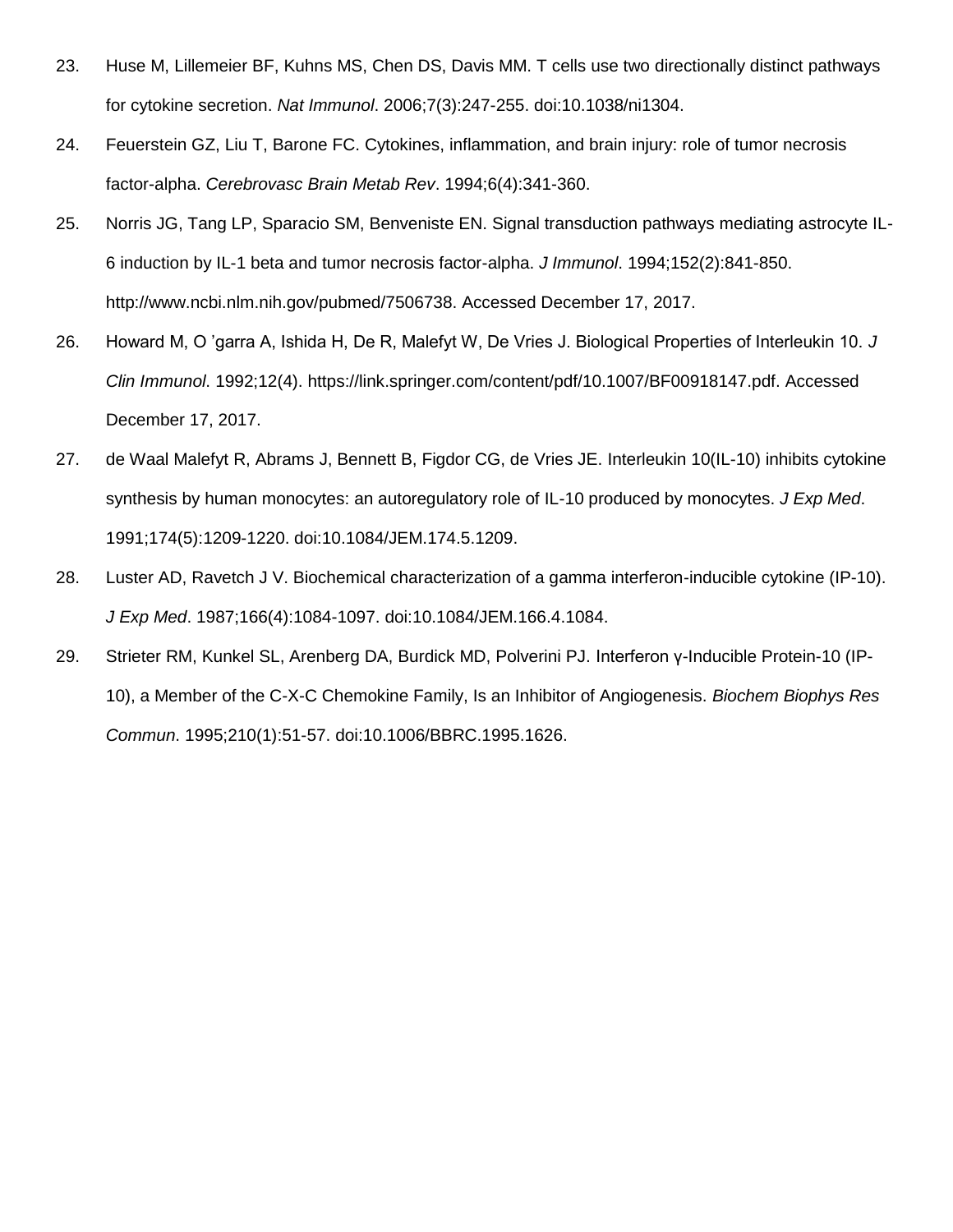23. Huse M, Lillemeier BF, Kuhns MS, Chen DS, Davis MM. T cells use two directionally distinct pathways for cytokine secretion. *Nat Immunol*. 2006;7(3):247-255. doi:10.1038/ni1304.

24. Feuerstein GZ, Liu T, Barone FC. Cytokines, inflammation, and brain injury: role of tumor necrosis factor-alpha. *Cerebrovasc Brain Metab Rev*. 1994;6(4):341-360.

25. Norris JG, Tang LP, Sparacio SM, Benveniste EN. Signal transduction pathways mediating astrocyte IL-6 induction by IL-1 beta and tumor necrosis factor-alpha. *J Immunol*. 1994;152(2):841-850. http://www.ncbi.nlm.nih.gov/pubmed/7506738. Accessed December 17, 2017.

26. Howard M, O 'garra A, Ishida H, De R, Malefyt W, De Vries J. Biological Properties of Interleukin 10. *J Clin Immunol*. 1992;12(4). https://link.springer.com/content/pdf/10.1007/BF00918147.pdf. Accessed December 17, 2017.

27. de Waal Malefyt R, Abrams J, Bennett B, Figdor CG, de Vries JE. Interleukin 10(IL-10) inhibits cytokine synthesis by human monocytes: an autoregulatory role of IL-10 produced by monocytes. *J Exp Med*. 1991;174(5):1209-1220. doi:10.1084/JEM.174.5.1209.

28. Luster AD, Ravetch J V. Biochemical characterization of a gamma interferon-inducible cytokine (IP-10). *J Exp Med*. 1987;166(4):1084-1097. doi:10.1084/JEM.166.4.1084.

29. Strieter RM, Kunkel SL, Arenberg DA, Burdick MD, Polverini PJ. Interferon γ-Inducible Protein-10 (IP-10), a Member of the C-X-C Chemokine Family, Is an Inhibitor of Angiogenesis. *Biochem Biophys Res Commun*. 1995;210(1):51-57. doi:10.1006/BBRC.1995.1626.